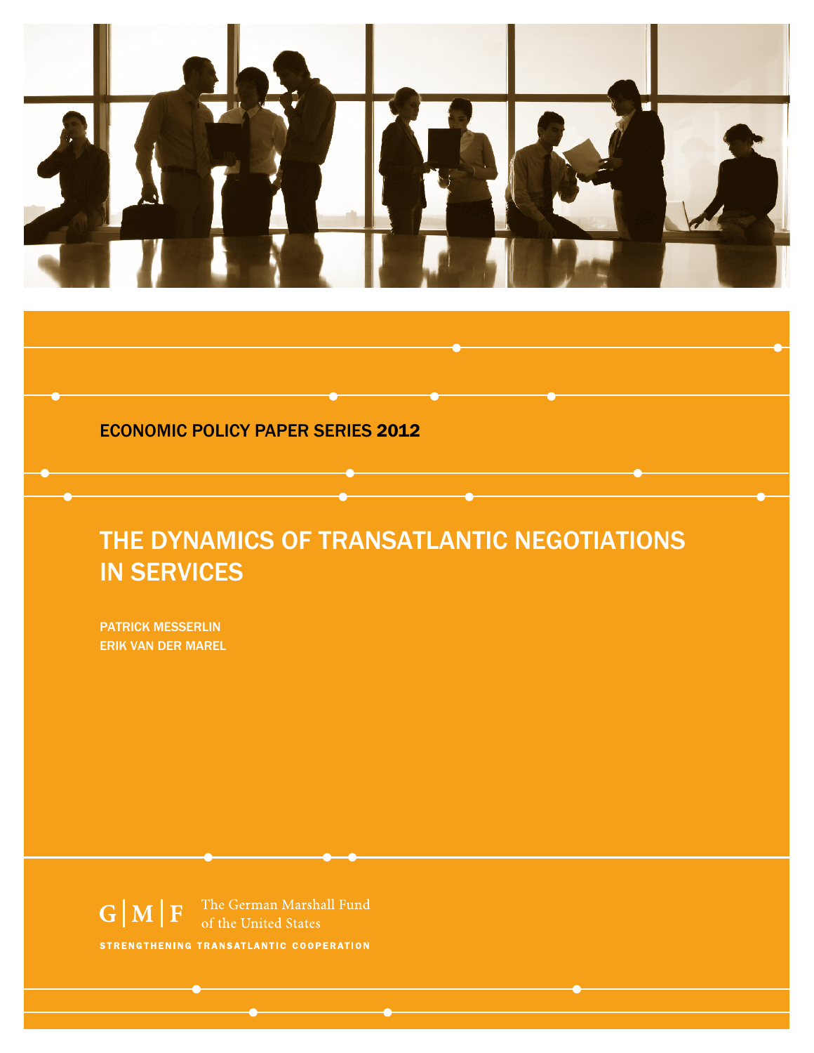ECONOMIC POLICY PAPER SERIES 2012

# THE DYNAMICS OF TRANSATLANTIC NEGOTIATIONS IN SERVICES

PATRICK MESSERLIN
ERIK VAN DER MAREL

G | M | F The German Marshall Fund of the United States

STRENGTHENING TRANSATLANTIC COOPERATION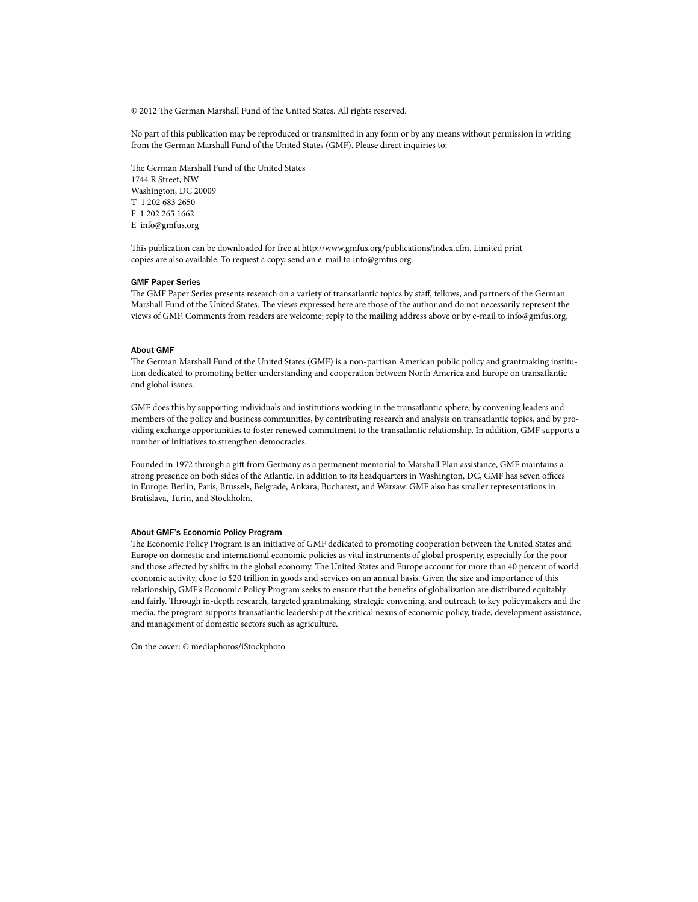© 2012 The German Marshall Fund of the United States. All rights reserved.

No part of this publication may be reproduced or transmitted in any form or by any means without permission in writing from the German Marshall Fund of the United States (GMF). Please direct inquiries to:

The German Marshall Fund of the United States
1744 R Street, NW
Washington, DC 20009
T 1 202 683 2650
F 1 202 265 1662
E info@gmfus.org

This publication can be downloaded for free at http://www.gmfus.org/publications/index.cfm. Limited print copies are also available. To request a copy, send an e-mail to info@gmfus.org.

### GMF Paper Series

The GMF Paper Series presents research on a variety of transatlantic topics by staff, fellows, and partners of the German Marshall Fund of the United States. The views expressed here are those of the author and do not necessarily represent the views of GMF. Comments from readers are welcome; reply to the mailing address above or by e-mail to info@gmfus.org.

### About GMF

The German Marshall Fund of the United States (GMF) is a non-partisan American public policy and grantmaking institution dedicated to promoting better understanding and cooperation between North America and Europe on transatlantic and global issues.

GMF does this by supporting individuals and institutions working in the transatlantic sphere, by convening leaders and members of the policy and business communities, by contributing research and analysis on transatlantic topics, and by providing exchange opportunities to foster renewed commitment to the transatlantic relationship. In addition, GMF supports a number of initiatives to strengthen democracies.

Founded in 1972 through a gift from Germany as a permanent memorial to Marshall Plan assistance, GMF maintains a strong presence on both sides of the Atlantic. In addition to its headquarters in Washington, DC, GMF has seven offices in Europe: Berlin, Paris, Brussels, Belgrade, Ankara, Bucharest, and Warsaw. GMF also has smaller representations in Bratislava, Turin, and Stockholm.

### About GMF's Economic Policy Program

The Economic Policy Program is an initiative of GMF dedicated to promoting cooperation between the United States and Europe on domestic and international economic policies as vital instruments of global prosperity, especially for the poor and those affected by shifts in the global economy. The United States and Europe account for more than 40 percent of world economic activity, close to $20 trillion in goods and services on an annual basis. Given the size and importance of this relationship, GMF's Economic Policy Program seeks to ensure that the benefits of globalization are distributed equitably and fairly. Through in-depth research, targeted grantmaking, strategic convening, and outreach to key policymakers and the media, the program supports transatlantic leadership at the critical nexus of economic policy, trade, development assistance, and management of domestic sectors such as agriculture.

On the cover: © mediaphotos/iStockphoto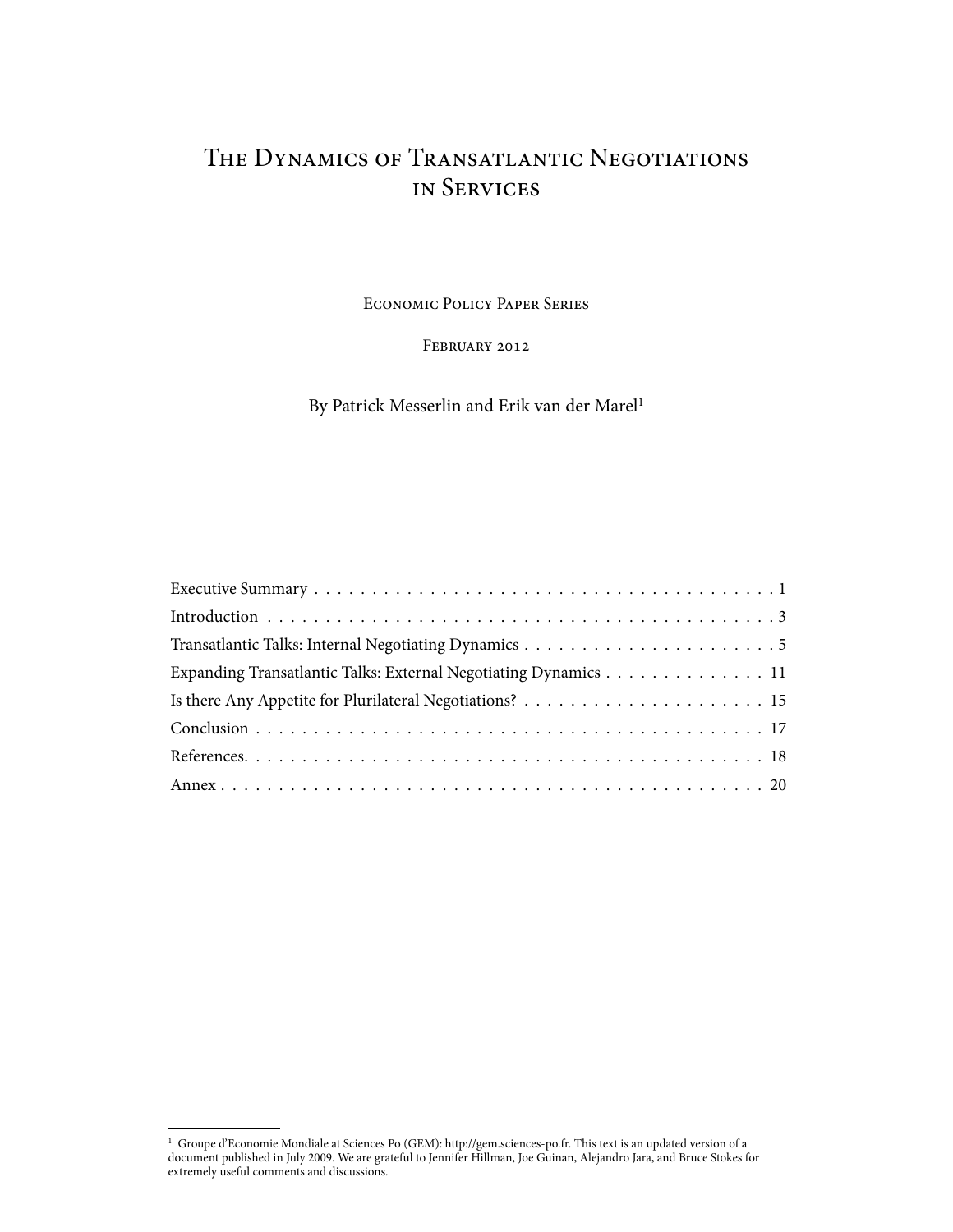# The Dynamics of Transatlantic Negotiations in Services

Economic Policy Paper Series

February 2012

By Patrick Messerlin and Erik van der Marel[1]

| | |
|---|---|
| Executive Summary | 1 |
| Introduction | 3 |
| Transatlantic Talks: Internal Negotiating Dynamics | 5 |
| Expanding Transatlantic Talks: External Negotiating Dynamics | 11 |
| Is there Any Appetite for Plurilateral Negotiations? | 15 |
| Conclusion | 17 |
| References. | 18 |
| Annex | 20 |

[1] Groupe d'Economie Mondiale at Sciences Po (GEM): http://gem.sciences-po.fr. This text is an updated version of a document published in July 2009. We are grateful to Jennifer Hillman, Joe Guinan, Alejandro Jara, and Bruce Stokes for extremely useful comments and discussions.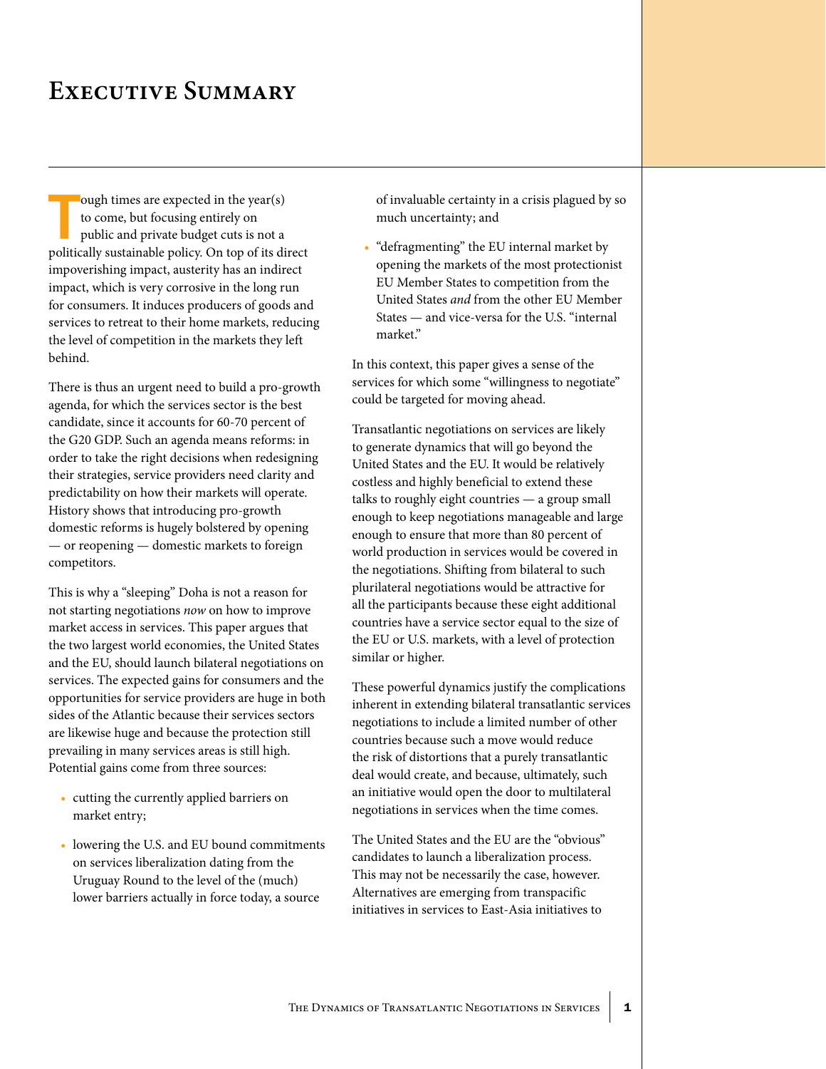# Executive Summary

Tough times are expected in the year(s) to come, but focusing entirely on public and private budget cuts is not a politically sustainable policy. On top of its direct impoverishing impact, austerity has an indirect impact, which is very corrosive in the long run for consumers. It induces producers of goods and services to retreat to their home markets, reducing the level of competition in the markets they left behind.

There is thus an urgent need to build a pro-growth agenda, for which the services sector is the best candidate, since it accounts for 60-70 percent of the G20 GDP. Such an agenda means reforms: in order to take the right decisions when redesigning their strategies, service providers need clarity and predictability on how their markets will operate. History shows that introducing pro-growth domestic reforms is hugely bolstered by opening — or reopening — domestic markets to foreign competitors.

This is why a "sleeping" Doha is not a reason for not starting negotiations *now* on how to improve market access in services. This paper argues that the two largest world economies, the United States and the EU, should launch bilateral negotiations on services. The expected gains for consumers and the opportunities for service providers are huge in both sides of the Atlantic because their services sectors are likewise huge and because the protection still prevailing in many services areas is still high. Potential gains come from three sources:

- cutting the currently applied barriers on market entry;
- lowering the U.S. and EU bound commitments on services liberalization dating from the Uruguay Round to the level of the (much) lower barriers actually in force today, a source of invaluable certainty in a crisis plagued by so much uncertainty; and
- "defragmenting" the EU internal market by opening the markets of the most protectionist EU Member States to competition from the United States *and* from the other EU Member States — and vice-versa for the U.S. "internal market."

In this context, this paper gives a sense of the services for which some "willingness to negotiate" could be targeted for moving ahead.

Transatlantic negotiations on services are likely to generate dynamics that will go beyond the United States and the EU. It would be relatively costless and highly beneficial to extend these talks to roughly eight countries — a group small enough to keep negotiations manageable and large enough to ensure that more than 80 percent of world production in services would be covered in the negotiations. Shifting from bilateral to such plurilateral negotiations would be attractive for all the participants because these eight additional countries have a service sector equal to the size of the EU or U.S. markets, with a level of protection similar or higher.

These powerful dynamics justify the complications inherent in extending bilateral transatlantic services negotiations to include a limited number of other countries because such a move would reduce the risk of distortions that a purely transatlantic deal would create, and because, ultimately, such an initiative would open the door to multilateral negotiations in services when the time comes.

The United States and the EU are the "obvious" candidates to launch a liberalization process. This may not be necessarily the case, however. Alternatives are emerging from transpacific initiatives in services to East-Asia initiatives to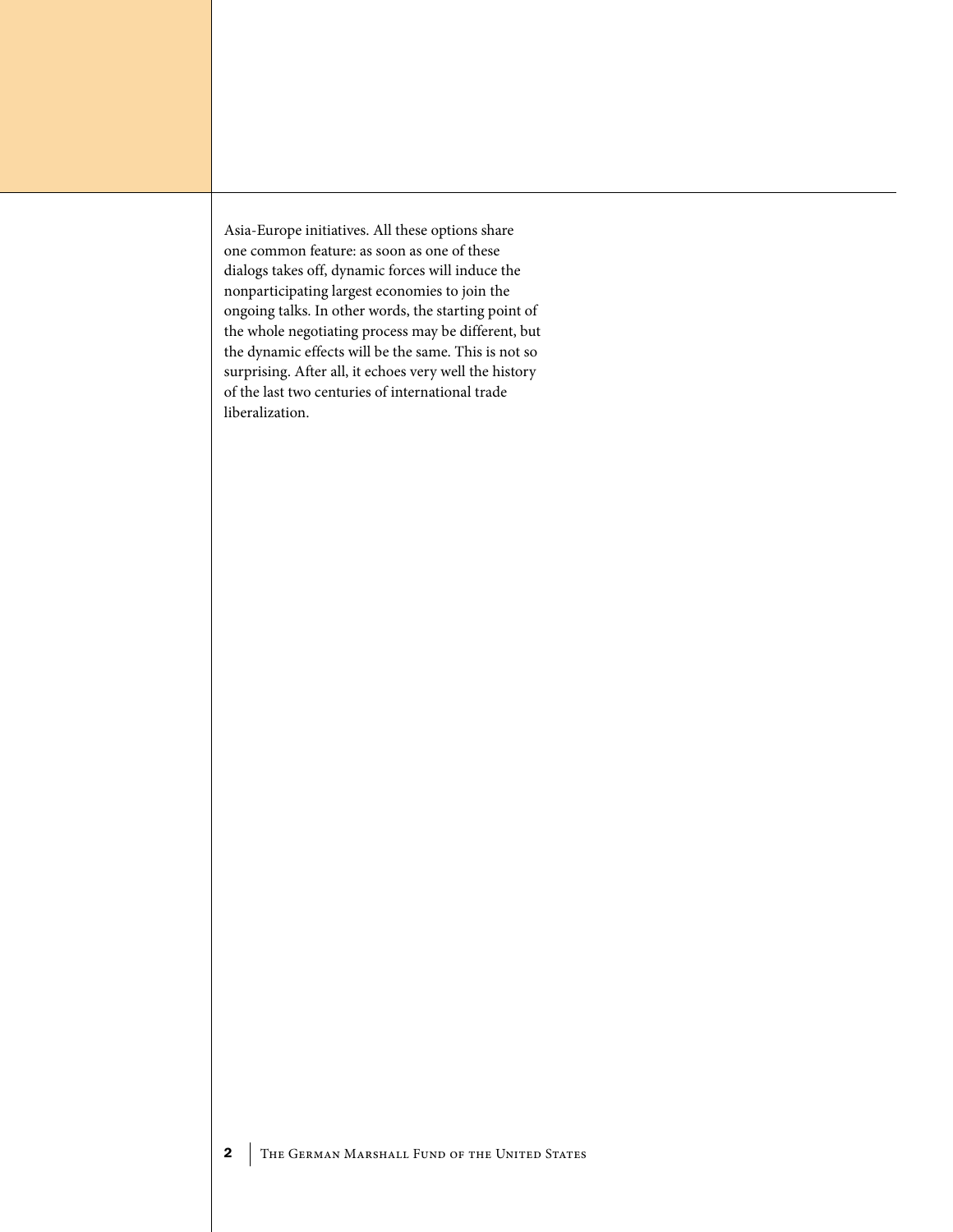Asia-Europe initiatives. All these options share one common feature: as soon as one of these dialogs takes off, dynamic forces will induce the nonparticipating largest economies to join the ongoing talks. In other words, the starting point of the whole negotiating process may be different, but the dynamic effects will be the same. This is not so surprising. After all, it echoes very well the history of the last two centuries of international trade liberalization.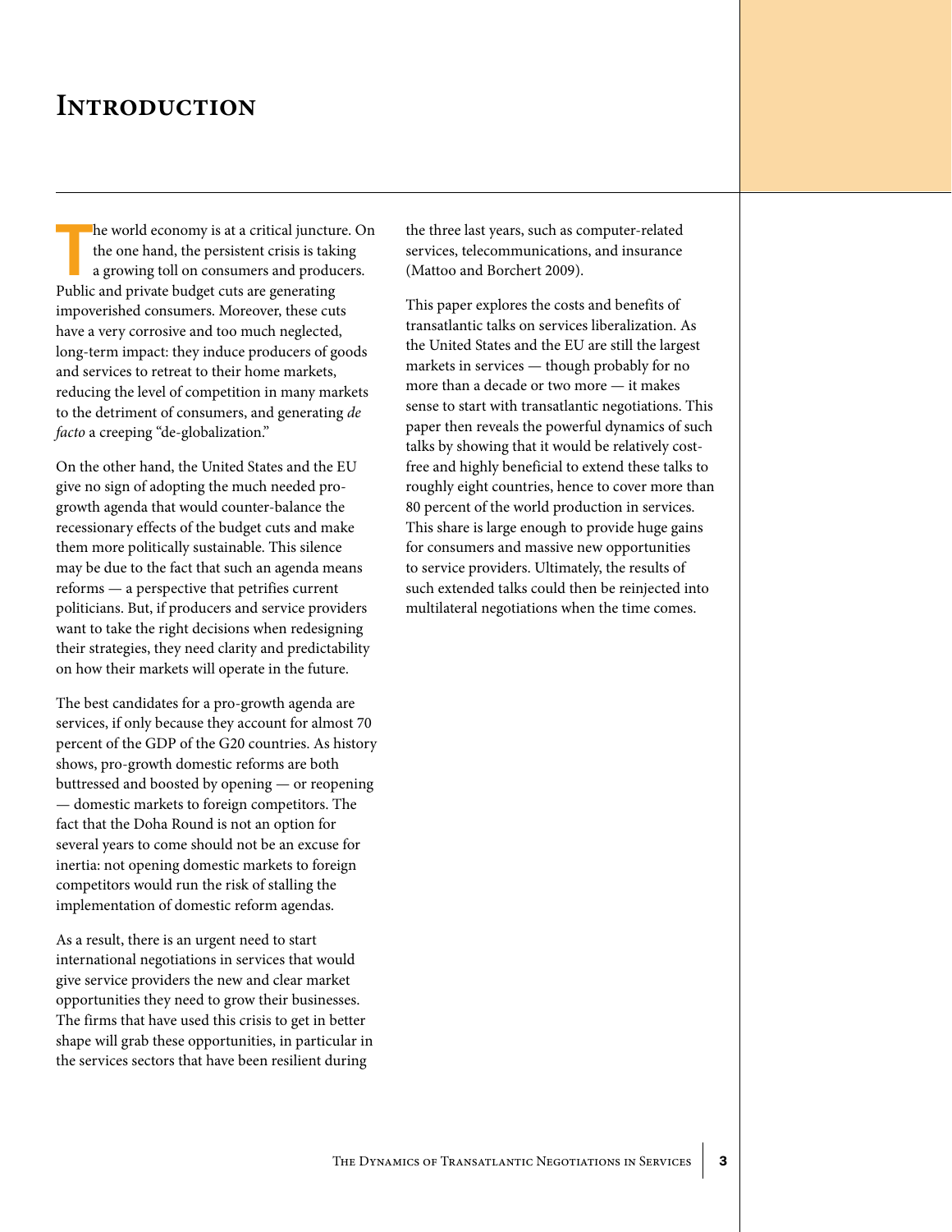# Introduction

The world economy is at a critical juncture. On the one hand, the persistent crisis is taking a growing toll on consumers and producers. Public and private budget cuts are generating impoverished consumers. Moreover, these cuts have a very corrosive and too much neglected, long-term impact: they induce producers of goods and services to retreat to their home markets, reducing the level of competition in many markets to the detriment of consumers, and generating *de facto* a creeping "de-globalization."

On the other hand, the United States and the EU give no sign of adopting the much needed pro-growth agenda that would counter-balance the recessionary effects of the budget cuts and make them more politically sustainable. This silence may be due to the fact that such an agenda means reforms — a perspective that petrifies current politicians. But, if producers and service providers want to take the right decisions when redesigning their strategies, they need clarity and predictability on how their markets will operate in the future.

The best candidates for a pro-growth agenda are services, if only because they account for almost 70 percent of the GDP of the G20 countries. As history shows, pro-growth domestic reforms are both buttressed and boosted by opening — or reopening — domestic markets to foreign competitors. The fact that the Doha Round is not an option for several years to come should not be an excuse for inertia: not opening domestic markets to foreign competitors would run the risk of stalling the implementation of domestic reform agendas.

As a result, there is an urgent need to start international negotiations in services that would give service providers the new and clear market opportunities they need to grow their businesses. The firms that have used this crisis to get in better shape will grab these opportunities, in particular in the services sectors that have been resilient during the three last years, such as computer-related services, telecommunications, and insurance (Mattoo and Borchert 2009).

This paper explores the costs and benefits of transatlantic talks on services liberalization. As the United States and the EU are still the largest markets in services — though probably for no more than a decade or two more — it makes sense to start with transatlantic negotiations. This paper then reveals the powerful dynamics of such talks by showing that it would be relatively cost-free and highly beneficial to extend these talks to roughly eight countries, hence to cover more than 80 percent of the world production in services. This share is large enough to provide huge gains for consumers and massive new opportunities to service providers. Ultimately, the results of such extended talks could then be reinjected into multilateral negotiations when the time comes.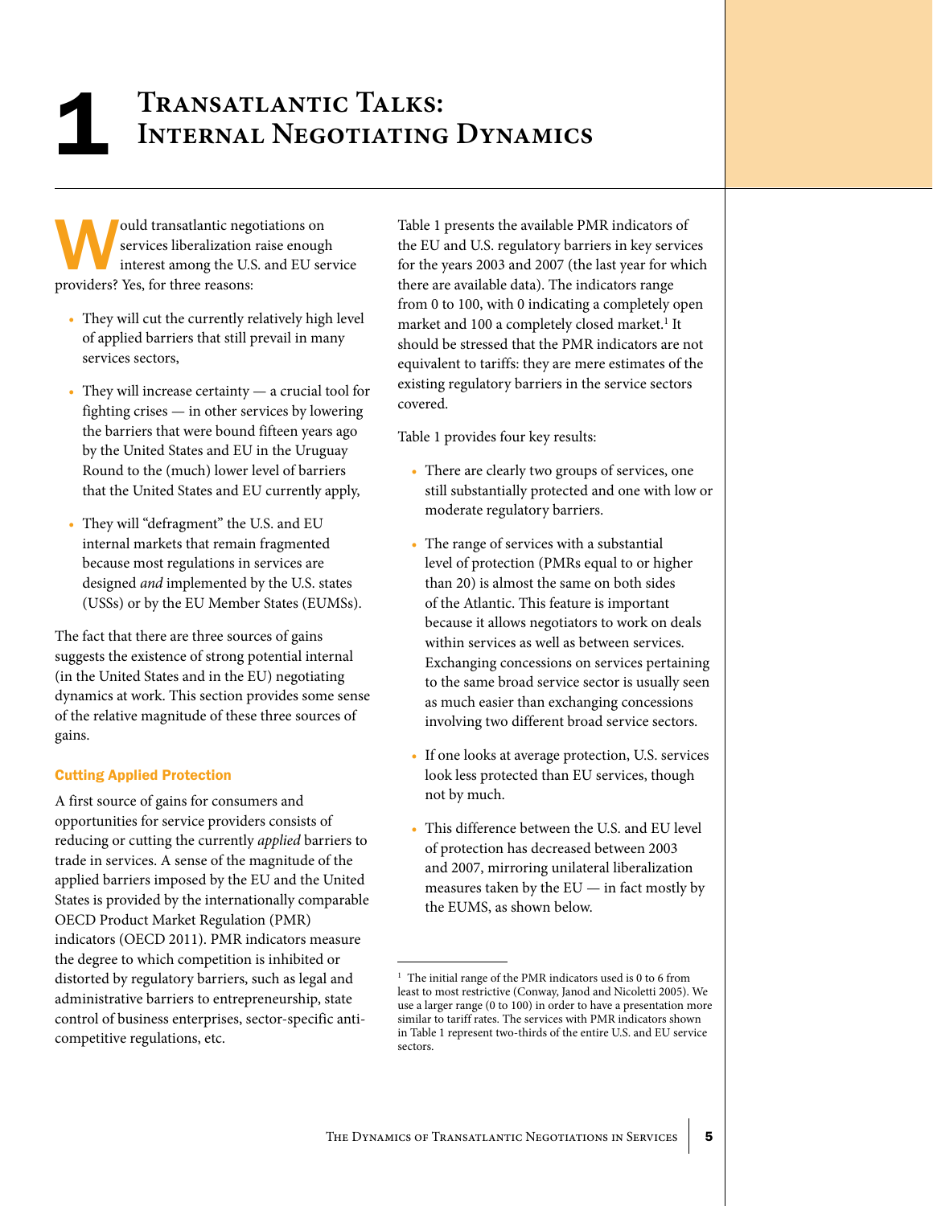# 1 Transatlantic Talks: Internal Negotiating Dynamics

Would transatlantic negotiations on services liberalization raise enough interest among the U.S. and EU service providers? Yes, for three reasons:

- They will cut the currently relatively high level of applied barriers that still prevail in many services sectors,
- They will increase certainty — a crucial tool for fighting crises — in other services by lowering the barriers that were bound fifteen years ago by the United States and EU in the Uruguay Round to the (much) lower level of barriers that the United States and EU currently apply,
- They will "defragment" the U.S. and EU internal markets that remain fragmented because most regulations in services are designed *and* implemented by the U.S. states (USSs) or by the EU Member States (EUMSs).

The fact that there are three sources of gains suggests the existence of strong potential internal (in the United States and in the EU) negotiating dynamics at work. This section provides some sense of the relative magnitude of these three sources of gains.

### Cutting Applied Protection

A first source of gains for consumers and opportunities for service providers consists of reducing or cutting the currently *applied* barriers to trade in services. A sense of the magnitude of the applied barriers imposed by the EU and the United States is provided by the internationally comparable OECD Product Market Regulation (PMR) indicators (OECD 2011). PMR indicators measure the degree to which competition is inhibited or distorted by regulatory barriers, such as legal and administrative barriers to entrepreneurship, state control of business enterprises, sector-specific anti-competitive regulations, etc.

Table 1 presents the available PMR indicators of the EU and U.S. regulatory barriers in key services for the years 2003 and 2007 (the last year for which there are available data). The indicators range from 0 to 100, with 0 indicating a completely open market and 100 a completely closed market.[1] It should be stressed that the PMR indicators are not equivalent to tariffs: they are mere estimates of the existing regulatory barriers in the service sectors covered.

Table 1 provides four key results:

- There are clearly two groups of services, one still substantially protected and one with low or moderate regulatory barriers.
- The range of services with a substantial level of protection (PMRs equal to or higher than 20) is almost the same on both sides of the Atlantic. This feature is important because it allows negotiators to work on deals within services as well as between services. Exchanging concessions on services pertaining to the same broad service sector is usually seen as much easier than exchanging concessions involving two different broad service sectors.
- If one looks at average protection, U.S. services look less protected than EU services, though not by much.
- This difference between the U.S. and EU level of protection has decreased between 2003 and 2007, mirroring unilateral liberalization measures taken by the EU — in fact mostly by the EUMS, as shown below.

[1] The initial range of the PMR indicators used is 0 to 6 from least to most restrictive (Conway, Janod and Nicoletti 2005). We use a larger range (0 to 100) in order to have a presentation more similar to tariff rates. The services with PMR indicators shown in Table 1 represent two-thirds of the entire U.S. and EU service sectors.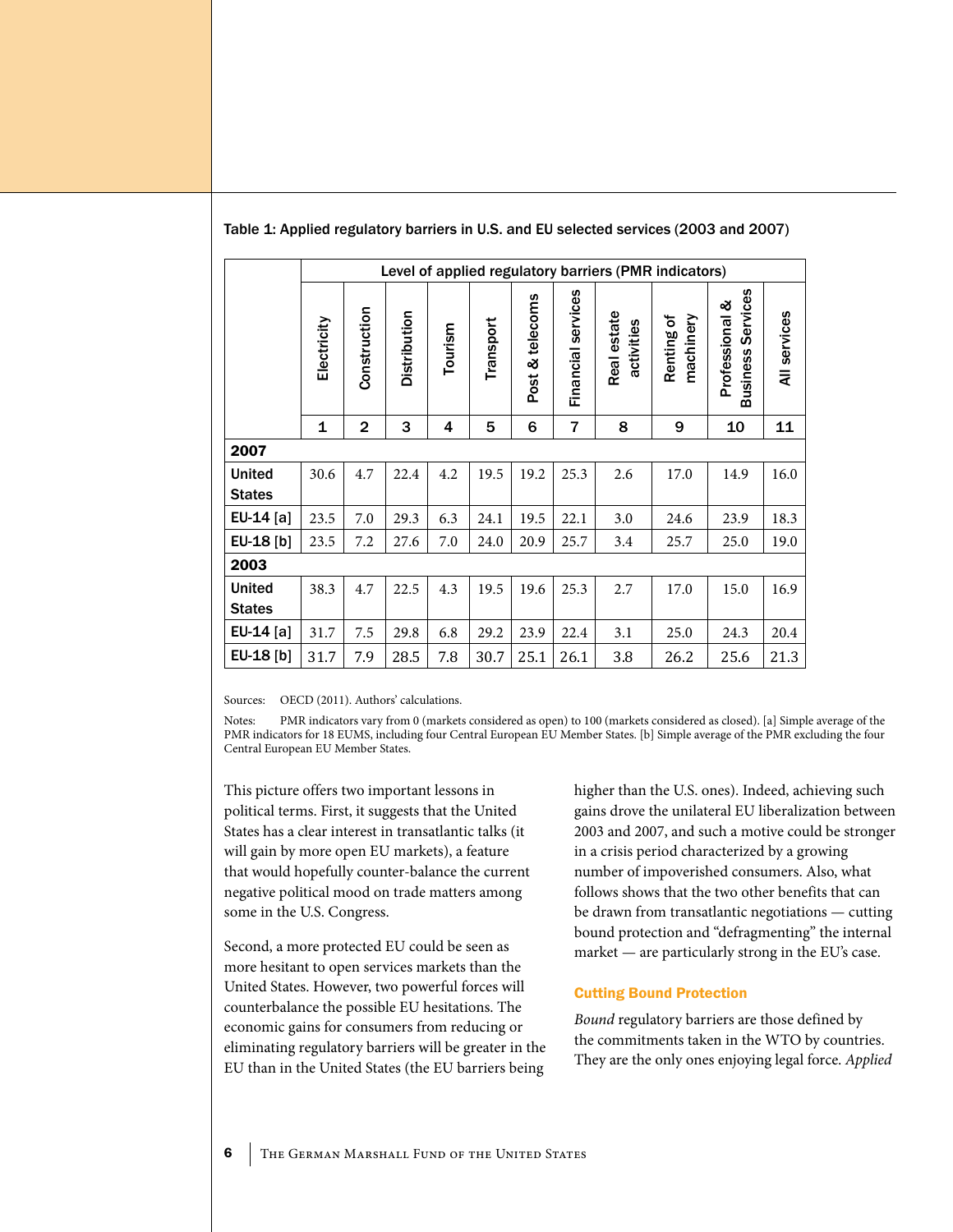Table 1: Applied regulatory barriers in U.S. and EU selected services (2003 and 2007)

| | Level of applied regulatory barriers (PMR indicators) | | | | | | | | | | |
|---|---|---|---|---|---|---|---|---|---|---|---|
| | Electricity | Construction | Distribution | Tourism | Transport | Post & telecoms | Financial services | Real estate activities | Renting of machinery | Professional & Business Services | All services |
| | 1 | 2 | 3 | 4 | 5 | 6 | 7 | 8 | 9 | 10 | 11 |
| **2007** | | | | | | | | | | | |
| **United States** | 30.6 | 4.7 | 22.4 | 4.2 | 19.5 | 19.2 | 25.3 | 2.6 | 17.0 | 14.9 | 16.0 |
| **EU-14 [a]** | 23.5 | 7.0 | 29.3 | 6.3 | 24.1 | 19.5 | 22.1 | 3.0 | 24.6 | 23.9 | 18.3 |
| **EU-18 [b]** | 23.5 | 7.2 | 27.6 | 7.0 | 24.0 | 20.9 | 25.7 | 3.4 | 25.7 | 25.0 | 19.0 |
| **2003** | | | | | | | | | | | |
| **United States** | 38.3 | 4.7 | 22.5 | 4.3 | 19.5 | 19.6 | 25.3 | 2.7 | 17.0 | 15.0 | 16.9 |
| **EU-14 [a]** | 31.7 | 7.5 | 29.8 | 6.8 | 29.2 | 23.9 | 22.4 | 3.1 | 25.0 | 24.3 | 20.4 |
| **EU-18 [b]** | 31.7 | 7.9 | 28.5 | 7.8 | 30.7 | 25.1 | 26.1 | 3.8 | 26.2 | 25.6 | 21.3 |

Sources: OECD (2011). Authors' calculations.

Notes: PMR indicators vary from 0 (markets considered as open) to 100 (markets considered as closed). [a] Simple average of the PMR indicators for 18 EUMS, including four Central European EU Member States. [b] Simple average of the PMR excluding the four Central European EU Member States.

This picture offers two important lessons in political terms. First, it suggests that the United States has a clear interest in transatlantic talks (it will gain by more open EU markets), a feature that would hopefully counter-balance the current negative political mood on trade matters among some in the U.S. Congress.

Second, a more protected EU could be seen as more hesitant to open services markets than the United States. However, two powerful forces will counterbalance the possible EU hesitations. The economic gains for consumers from reducing or eliminating regulatory barriers will be greater in the EU than in the United States (the EU barriers being higher than the U.S. ones). Indeed, achieving such gains drove the unilateral EU liberalization between 2003 and 2007, and such a motive could be stronger in a crisis period characterized by a growing number of impoverished consumers. Also, what follows shows that the two other benefits that can be drawn from transatlantic negotiations — cutting bound protection and "defragmenting" the internal market — are particularly strong in the EU's case.

### Cutting Bound Protection

*Bound* regulatory barriers are those defined by the commitments taken in the WTO by countries. They are the only ones enjoying legal force. *Applied*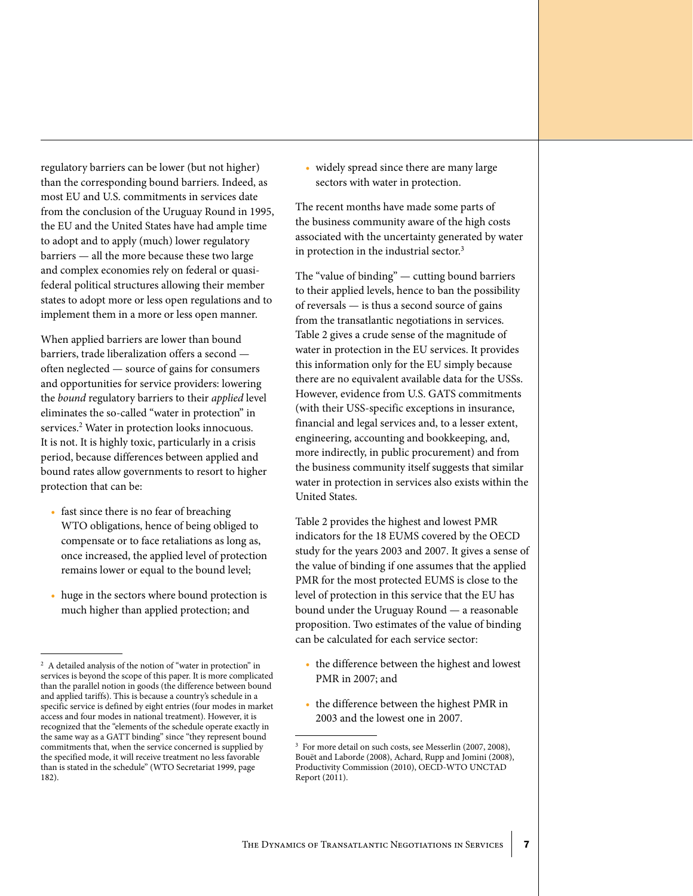regulatory barriers can be lower (but not higher) than the corresponding bound barriers. Indeed, as most EU and U.S. commitments in services date from the conclusion of the Uruguay Round in 1995, the EU and the United States have had ample time to adopt and to apply (much) lower regulatory barriers — all the more because these two large and complex economies rely on federal or quasi-federal political structures allowing their member states to adopt more or less open regulations and to implement them in a more or less open manner.

When applied barriers are lower than bound barriers, trade liberalization offers a second — often neglected — source of gains for consumers and opportunities for service providers: lowering the *bound* regulatory barriers to their *applied* level eliminates the so-called "water in protection" in services.[2] Water in protection looks innocuous. It is not. It is highly toxic, particularly in a crisis period, because differences between applied and bound rates allow governments to resort to higher protection that can be:

- fast since there is no fear of breaching WTO obligations, hence of being obliged to compensate or to face retaliations as long as, once increased, the applied level of protection remains lower or equal to the bound level;
- huge in the sectors where bound protection is much higher than applied protection; and
- widely spread since there are many large sectors with water in protection.

The recent months have made some parts of the business community aware of the high costs associated with the uncertainty generated by water in protection in the industrial sector.[3]

The "value of binding" — cutting bound barriers to their applied levels, hence to ban the possibility of reversals — is thus a second source of gains from the transatlantic negotiations in services. Table 2 gives a crude sense of the magnitude of water in protection in the EU services. It provides this information only for the EU simply because there are no equivalent available data for the USSs. However, evidence from U.S. GATS commitments (with their USS-specific exceptions in insurance, financial and legal services and, to a lesser extent, engineering, accounting and bookkeeping, and, more indirectly, in public procurement) and from the business community itself suggests that similar water in protection in services also exists within the United States.

Table 2 provides the highest and lowest PMR indicators for the 18 EUMS covered by the OECD study for the years 2003 and 2007. It gives a sense of the value of binding if one assumes that the applied PMR for the most protected EUMS is close to the level of protection in this service that the EU has bound under the Uruguay Round — a reasonable proposition. Two estimates of the value of binding can be calculated for each service sector:

- the difference between the highest and lowest PMR in 2007; and
- the difference between the highest PMR in 2003 and the lowest one in 2007.

---

[2] A detailed analysis of the notion of "water in protection" in services is beyond the scope of this paper. It is more complicated than the parallel notion in goods (the difference between bound and applied tariffs). This is because a country's schedule in a specific service is defined by eight entries (four modes in market access and four modes in national treatment). However, it is recognized that the "elements of the schedule operate exactly in the same way as a GATT binding" since "they represent bound commitments that, when the service concerned is supplied by the specified mode, it will receive treatment no less favorable than is stated in the schedule" (WTO Secretariat 1999, page 182).

[3] For more detail on such costs, see Messerlin (2007, 2008), Bouët and Laborde (2008), Achard, Rupp and Jomini (2008), Productivity Commission (2010), OECD-WTO UNCTAD Report (2011).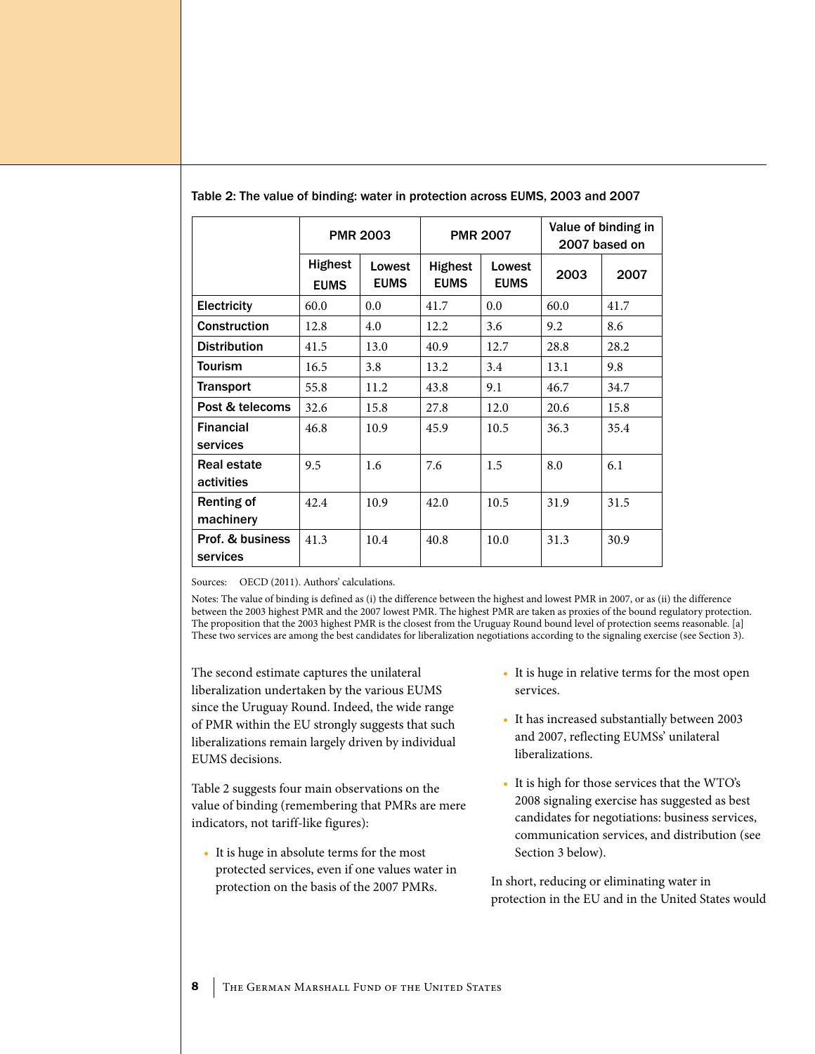Table 2: The value of binding: water in protection across EUMS, 2003 and 2007

| | PMR 2003 | | PMR 2007 | | Value of binding in 2007 based on | |
|---|---|---|---|---|---|---|
| | Highest EUMS | Lowest EUMS | Highest EUMS | Lowest EUMS | 2003 | 2007 |
| Electricity | 60.0 | 0.0 | 41.7 | 0.0 | 60.0 | 41.7 |
| Construction | 12.8 | 4.0 | 12.2 | 3.6 | 9.2 | 8.6 |
| Distribution | 41.5 | 13.0 | 40.9 | 12.7 | 28.8 | 28.2 |
| Tourism | 16.5 | 3.8 | 13.2 | 3.4 | 13.1 | 9.8 |
| Transport | 55.8 | 11.2 | 43.8 | 9.1 | 46.7 | 34.7 |
| Post & telecoms | 32.6 | 15.8 | 27.8 | 12.0 | 20.6 | 15.8 |
| Financial services | 46.8 | 10.9 | 45.9 | 10.5 | 36.3 | 35.4 |
| Real estate activities | 9.5 | 1.6 | 7.6 | 1.5 | 8.0 | 6.1 |
| Renting of machinery | 42.4 | 10.9 | 42.0 | 10.5 | 31.9 | 31.5 |
| Prof. & business services | 41.3 | 10.4 | 40.8 | 10.0 | 31.3 | 30.9 |

Sources: OECD (2011). Authors' calculations.

Notes: The value of binding is defined as (i) the difference between the highest and lowest PMR in 2007, or as (ii) the difference between the 2003 highest PMR and the 2007 lowest PMR. The highest PMR are taken as proxies of the bound regulatory protection. The proposition that the 2003 highest PMR is the closest from the Uruguay Round bound level of protection seems reasonable. [a] These two services are among the best candidates for liberalization negotiations according to the signaling exercise (see Section 3).

The second estimate captures the unilateral liberalization undertaken by the various EUMS since the Uruguay Round. Indeed, the wide range of PMR within the EU strongly suggests that such liberalizations remain largely driven by individual EUMS decisions.

Table 2 suggests four main observations on the value of binding (remembering that PMRs are mere indicators, not tariff-like figures):

- It is huge in absolute terms for the most protected services, even if one values water in protection on the basis of the 2007 PMRs.
- It is huge in relative terms for the most open services.
- It has increased substantially between 2003 and 2007, reflecting EUMSs' unilateral liberalizations.
- It is high for those services that the WTO's 2008 signaling exercise has suggested as best candidates for negotiations: business services, communication services, and distribution (see Section 3 below).

In short, reducing or eliminating water in protection in the EU and in the United States would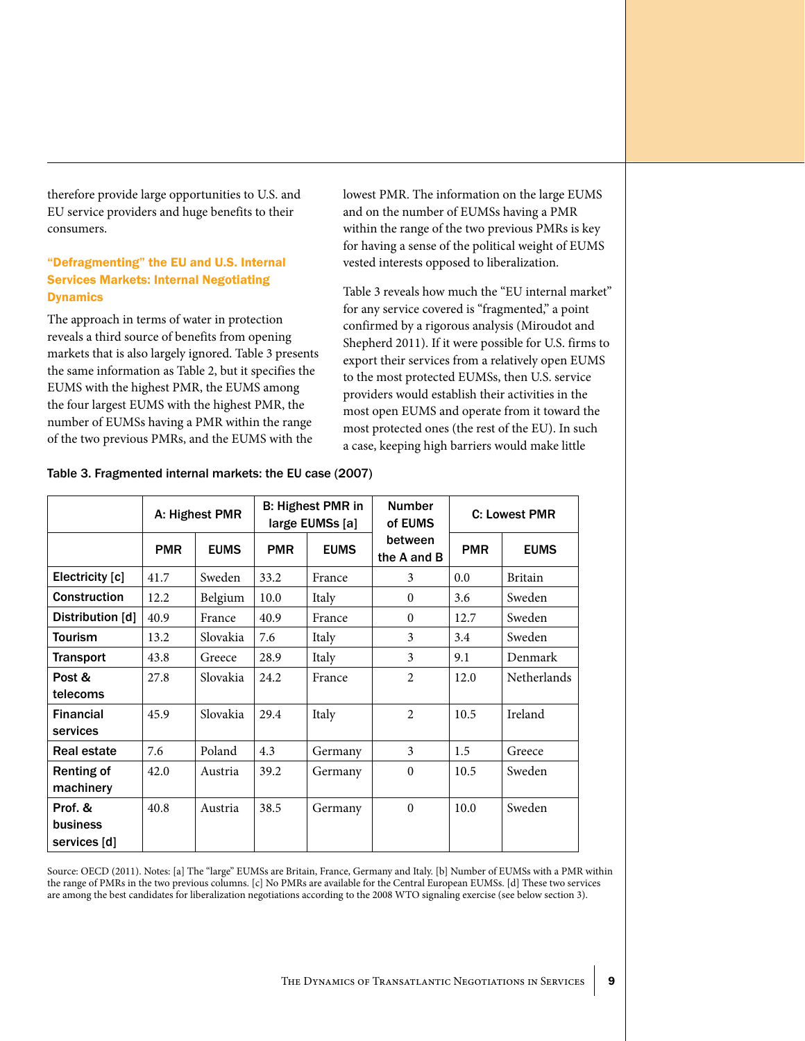therefore provide large opportunities to U.S. and EU service providers and huge benefits to their consumers.

### "Defragmenting" the EU and U.S. Internal Services Markets: Internal Negotiating Dynamics

The approach in terms of water in protection reveals a third source of benefits from opening markets that is also largely ignored. Table 3 presents the same information as Table 2, but it specifies the EUMS with the highest PMR, the EUMS among the four largest EUMS with the highest PMR, the number of EUMSs having a PMR within the range of the two previous PMRs, and the EUMS with the lowest PMR. The information on the large EUMS and on the number of EUMSs having a PMR within the range of the two previous PMRs is key for having a sense of the political weight of EUMS vested interests opposed to liberalization.

Table 3 reveals how much the "EU internal market" for any service covered is "fragmented," a point confirmed by a rigorous analysis (Miroudot and Shepherd 2011). If it were possible for U.S. firms to export their services from a relatively open EUMS to the most protected EUMSs, then U.S. service providers would establish their activities in the most open EUMS and operate from it toward the most protected ones (the rest of the EU). In such a case, keeping high barriers would make little

**Table 3. Fragmented internal markets: the EU case (2007)**

| | A: Highest PMR | | B: Highest PMR in large EUMSs [a] | | Number of EUMS between the A and B | C: Lowest PMR | |
|---|---|---|---|---|---|---|---|
| | PMR | EUMS | PMR | EUMS | | PMR | EUMS |
| Electricity [c] | 41.7 | Sweden | 33.2 | France | 3 | 0.0 | Britain |
| Construction | 12.2 | Belgium | 10.0 | Italy | 0 | 3.6 | Sweden |
| Distribution [d] | 40.9 | France | 40.9 | France | 0 | 12.7 | Sweden |
| Tourism | 13.2 | Slovakia | 7.6 | Italy | 3 | 3.4 | Sweden |
| Transport | 43.8 | Greece | 28.9 | Italy | 3 | 9.1 | Denmark |
| Post & telecoms | 27.8 | Slovakia | 24.2 | France | 2 | 12.0 | Netherlands |
| Financial services | 45.9 | Slovakia | 29.4 | Italy | 2 | 10.5 | Ireland |
| Real estate | 7.6 | Poland | 4.3 | Germany | 3 | 1.5 | Greece |
| Renting of machinery | 42.0 | Austria | 39.2 | Germany | 0 | 10.5 | Sweden |
| Prof. & business services [d] | 40.8 | Austria | 38.5 | Germany | 0 | 10.0 | Sweden |

Source: OECD (2011). Notes: [a] The "large" EUMSs are Britain, France, Germany and Italy. [b] Number of EUMSs with a PMR within the range of PMRs in the two previous columns. [c] No PMRs are available for the Central European EUMSs. [d] These two services are among the best candidates for liberalization negotiations according to the 2008 WTO signaling exercise (see below section 3).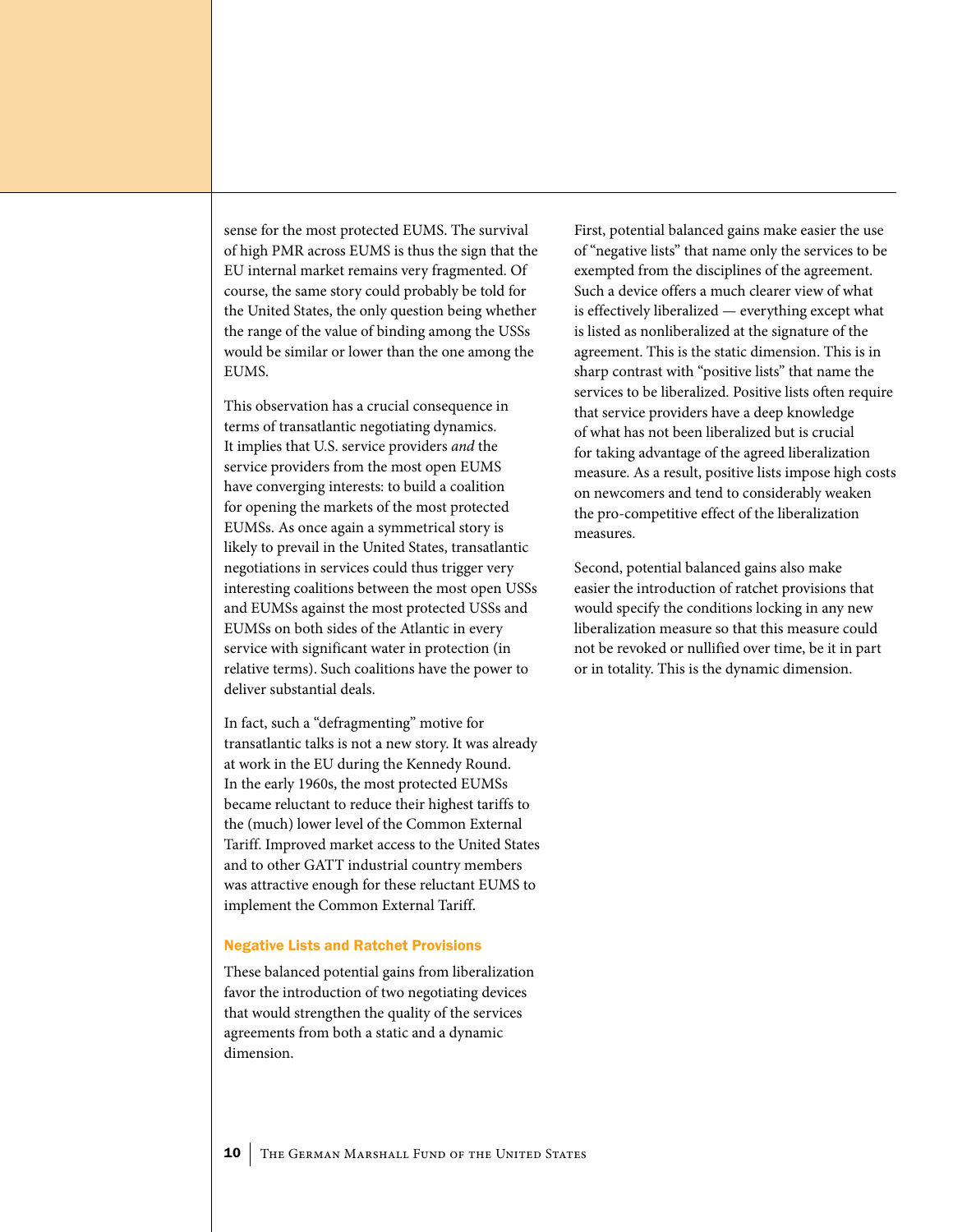sense for the most protected EUMS. The survival of high PMR across EUMS is thus the sign that the EU internal market remains very fragmented. Of course, the same story could probably be told for the United States, the only question being whether the range of the value of binding among the USSs would be similar or lower than the one among the EUMS.

This observation has a crucial consequence in terms of transatlantic negotiating dynamics. It implies that U.S. service providers *and* the service providers from the most open EUMS have converging interests: to build a coalition for opening the markets of the most protected EUMSs. As once again a symmetrical story is likely to prevail in the United States, transatlantic negotiations in services could thus trigger very interesting coalitions between the most open USSs and EUMSs against the most protected USSs and EUMSs on both sides of the Atlantic in every service with significant water in protection (in relative terms). Such coalitions have the power to deliver substantial deals.

In fact, such a "defragmenting" motive for transatlantic talks is not a new story. It was already at work in the EU during the Kennedy Round. In the early 1960s, the most protected EUMSs became reluctant to reduce their highest tariffs to the (much) lower level of the Common External Tariff. Improved market access to the United States and to other GATT industrial country members was attractive enough for these reluctant EUMS to implement the Common External Tariff.

### Negative Lists and Ratchet Provisions

These balanced potential gains from liberalization favor the introduction of two negotiating devices that would strengthen the quality of the services agreements from both a static and a dynamic dimension.

First, potential balanced gains make easier the use of "negative lists" that name only the services to be exempted from the disciplines of the agreement. Such a device offers a much clearer view of what is effectively liberalized — everything except what is listed as nonliberalized at the signature of the agreement. This is the static dimension. This is in sharp contrast with "positive lists" that name the services to be liberalized. Positive lists often require that service providers have a deep knowledge of what has not been liberalized but is crucial for taking advantage of the agreed liberalization measure. As a result, positive lists impose high costs on newcomers and tend to considerably weaken the pro-competitive effect of the liberalization measures.

Second, potential balanced gains also make easier the introduction of ratchet provisions that would specify the conditions locking in any new liberalization measure so that this measure could not be revoked or nullified over time, be it in part or in totality. This is the dynamic dimension.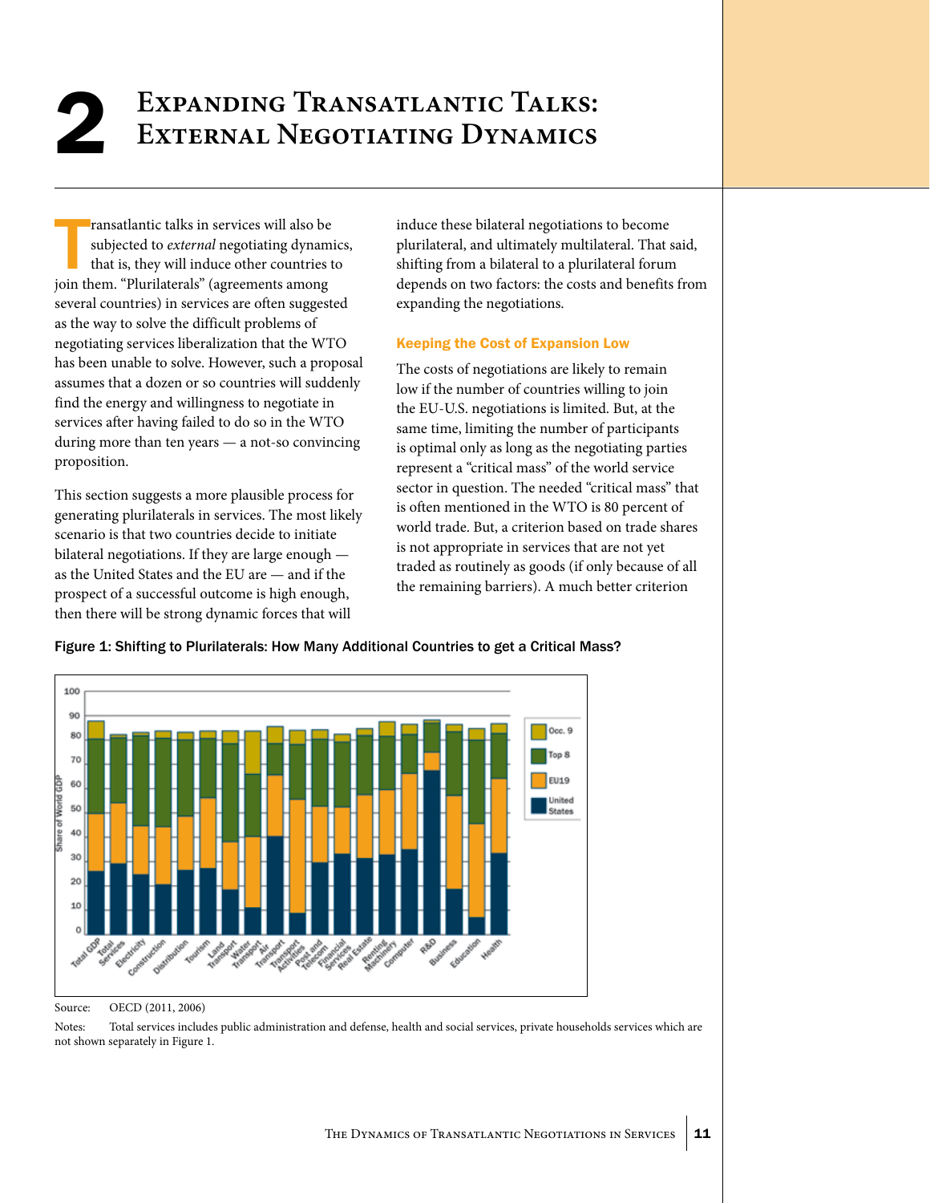# 2 Expanding Transatlantic Talks: External Negotiating Dynamics

Transatlantic talks in services will also be subjected to *external* negotiating dynamics, that is, they will induce other countries to join them. "Plurilaterals" (agreements among several countries) in services are often suggested as the way to solve the difficult problems of negotiating services liberalization that the WTO has been unable to solve. However, such a proposal assumes that a dozen or so countries will suddenly find the energy and willingness to negotiate in services after having failed to do so in the WTO during more than ten years — a not-so convincing proposition.

This section suggests a more plausible process for generating plurilaterals in services. The most likely scenario is that two countries decide to initiate bilateral negotiations. If they are large enough — as the United States and the EU are — and if the prospect of a successful outcome is high enough, then there will be strong dynamic forces that will induce these bilateral negotiations to become plurilateral, and ultimately multilateral. That said, shifting from a bilateral to a plurilateral forum depends on two factors: the costs and benefits from expanding the negotiations.

### Keeping the Cost of Expansion Low

The costs of negotiations are likely to remain low if the number of countries willing to join the EU-U.S. negotiations is limited. But, at the same time, limiting the number of participants is optimal only as long as the negotiating parties represent a "critical mass" of the world service sector in question. The needed "critical mass" that is often mentioned in the WTO is 80 percent of world trade. But, a criterion based on trade shares is not appropriate in services that are not yet traded as routinely as goods (if only because of all the remaining barriers). A much better criterion

Figure 1: Shifting to Plurilaterals: How Many Additional Countries to get a Critical Mass?

Source: OECD (2011, 2006)

Notes: Total services includes public administration and defense, health and social services, private households services which are not shown separately in Figure 1.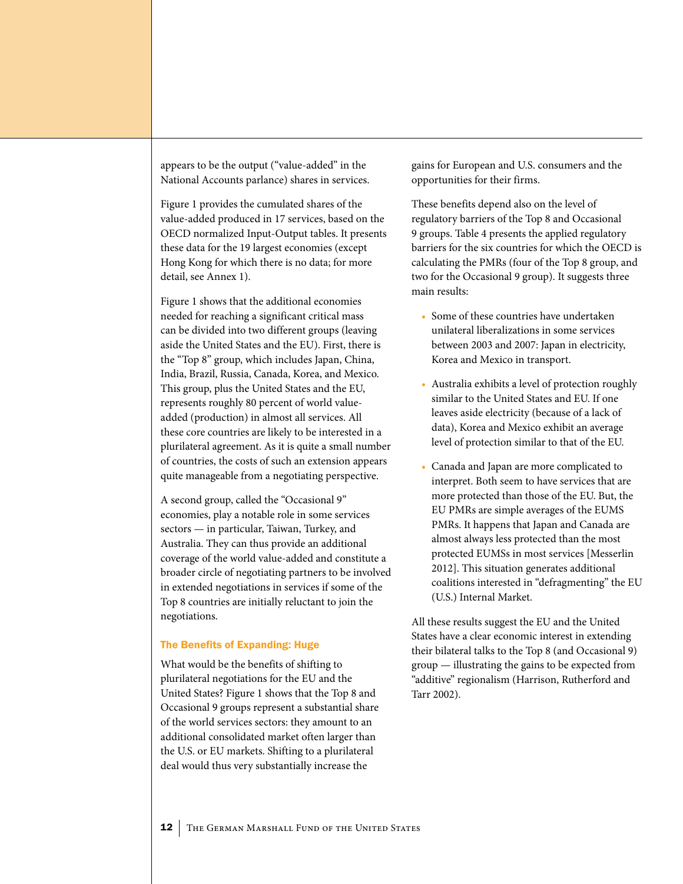appears to be the output ("value-added" in the National Accounts parlance) shares in services.

Figure 1 provides the cumulated shares of the value-added produced in 17 services, based on the OECD normalized Input-Output tables. It presents these data for the 19 largest economies (except Hong Kong for which there is no data; for more detail, see Annex 1).

Figure 1 shows that the additional economies needed for reaching a significant critical mass can be divided into two different groups (leaving aside the United States and the EU). First, there is the "Top 8" group, which includes Japan, China, India, Brazil, Russia, Canada, Korea, and Mexico. This group, plus the United States and the EU, represents roughly 80 percent of world value-added (production) in almost all services. All these core countries are likely to be interested in a plurilateral agreement. As it is quite a small number of countries, the costs of such an extension appears quite manageable from a negotiating perspective.

A second group, called the "Occasional 9" economies, play a notable role in some services sectors — in particular, Taiwan, Turkey, and Australia. They can thus provide an additional coverage of the world value-added and constitute a broader circle of negotiating partners to be involved in extended negotiations in services if some of the Top 8 countries are initially reluctant to join the negotiations.

### The Benefits of Expanding: Huge

What would be the benefits of shifting to plurilateral negotiations for the EU and the United States? Figure 1 shows that the Top 8 and Occasional 9 groups represent a substantial share of the world services sectors: they amount to an additional consolidated market often larger than the U.S. or EU markets. Shifting to a plurilateral deal would thus very substantially increase the gains for European and U.S. consumers and the opportunities for their firms.

These benefits depend also on the level of regulatory barriers of the Top 8 and Occasional 9 groups. Table 4 presents the applied regulatory barriers for the six countries for which the OECD is calculating the PMRs (four of the Top 8 group, and two for the Occasional 9 group). It suggests three main results:

- Some of these countries have undertaken unilateral liberalizations in some services between 2003 and 2007: Japan in electricity, Korea and Mexico in transport.
- Australia exhibits a level of protection roughly similar to the United States and EU. If one leaves aside electricity (because of a lack of data), Korea and Mexico exhibit an average level of protection similar to that of the EU.
- Canada and Japan are more complicated to interpret. Both seem to have services that are more protected than those of the EU. But, the EU PMRs are simple averages of the EUMS PMRs. It happens that Japan and Canada are almost always less protected than the most protected EUMSs in most services [Messerlin 2012]. This situation generates additional coalitions interested in "defragmenting" the EU (U.S.) Internal Market.

All these results suggest the EU and the United States have a clear economic interest in extending their bilateral talks to the Top 8 (and Occasional 9) group — illustrating the gains to be expected from "additive" regionalism (Harrison, Rutherford and Tarr 2002).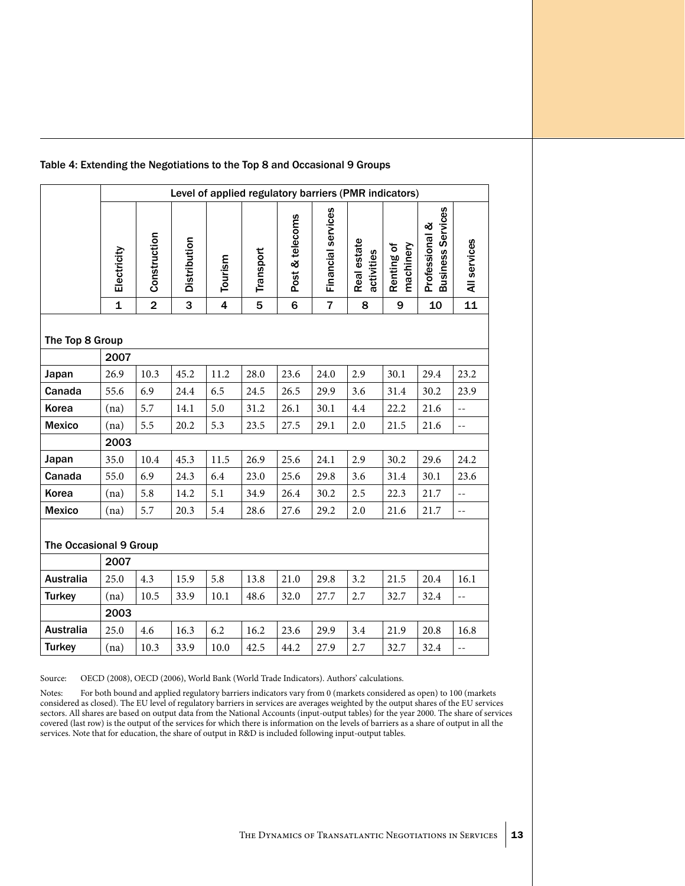Table 4: Extending the Negotiations to the Top 8 and Occasional 9 Groups

| | Level of applied regulatory barriers (PMR indicators) | | | | | | | | | | |
|---|---|---|---|---|---|---|---|---|---|---|---|
| | Electricity | Construction | Distribution | Tourism | Transport | Post & telecoms | Financial services | Real estate activities | Renting of machinery | Professional & Business Services | All services |
| | 1 | 2 | 3 | 4 | 5 | 6 | 7 | 8 | 9 | 10 | 11 |
| **The Top 8 Group** | | | | | | | | | | | |
| | **2007** | | | | | | | | | | |
| **Japan** | 26.9 | 10.3 | 45.2 | 11.2 | 28.0 | 23.6 | 24.0 | 2.9 | 30.1 | 29.4 | 23.2 |
| **Canada** | 55.6 | 6.9 | 24.4 | 6.5 | 24.5 | 26.5 | 29.9 | 3.6 | 31.4 | 30.2 | 23.9 |
| **Korea** | (na) | 5.7 | 14.1 | 5.0 | 31.2 | 26.1 | 30.1 | 4.4 | 22.2 | 21.6 | -- |
| **Mexico** | (na) | 5.5 | 20.2 | 5.3 | 23.5 | 27.5 | 29.1 | 2.0 | 21.5 | 21.6 | -- |
| | **2003** | | | | | | | | | | |
| **Japan** | 35.0 | 10.4 | 45.3 | 11.5 | 26.9 | 25.6 | 24.1 | 2.9 | 30.2 | 29.6 | 24.2 |
| **Canada** | 55.0 | 6.9 | 24.3 | 6.4 | 23.0 | 25.6 | 29.8 | 3.6 | 31.4 | 30.1 | 23.6 |
| **Korea** | (na) | 5.8 | 14.2 | 5.1 | 34.9 | 26.4 | 30.2 | 2.5 | 22.3 | 21.7 | -- |
| **Mexico** | (na) | 5.7 | 20.3 | 5.4 | 28.6 | 27.6 | 29.2 | 2.0 | 21.6 | 21.7 | -- |
| **The Occasional 9 Group** | | | | | | | | | | | |
| | **2007** | | | | | | | | | | |
| **Australia** | 25.0 | 4.3 | 15.9 | 5.8 | 13.8 | 21.0 | 29.8 | 3.2 | 21.5 | 20.4 | 16.1 |
| **Turkey** | (na) | 10.5 | 33.9 | 10.1 | 48.6 | 32.0 | 27.7 | 2.7 | 32.7 | 32.4 | -- |
| | **2003** | | | | | | | | | | |
| **Australia** | 25.0 | 4.6 | 16.3 | 6.2 | 16.2 | 23.6 | 29.9 | 3.4 | 21.9 | 20.8 | 16.8 |
| **Turkey** | (na) | 10.3 | 33.9 | 10.0 | 42.5 | 44.2 | 27.9 | 2.7 | 32.7 | 32.4 | -- |

Source: OECD (2008), OECD (2006), World Bank (World Trade Indicators). Authors' calculations.

Notes: For both bound and applied regulatory barriers indicators vary from 0 (markets considered as open) to 100 (markets considered as closed). The EU level of regulatory barriers in services are averages weighted by the output shares of the EU services sectors. All shares are based on output data from the National Accounts (input-output tables) for the year 2000. The share of services covered (last row) is the output of the services for which there is information on the levels of barriers as a share of output in all the services. Note that for education, the share of output in R&D is included following input-output tables.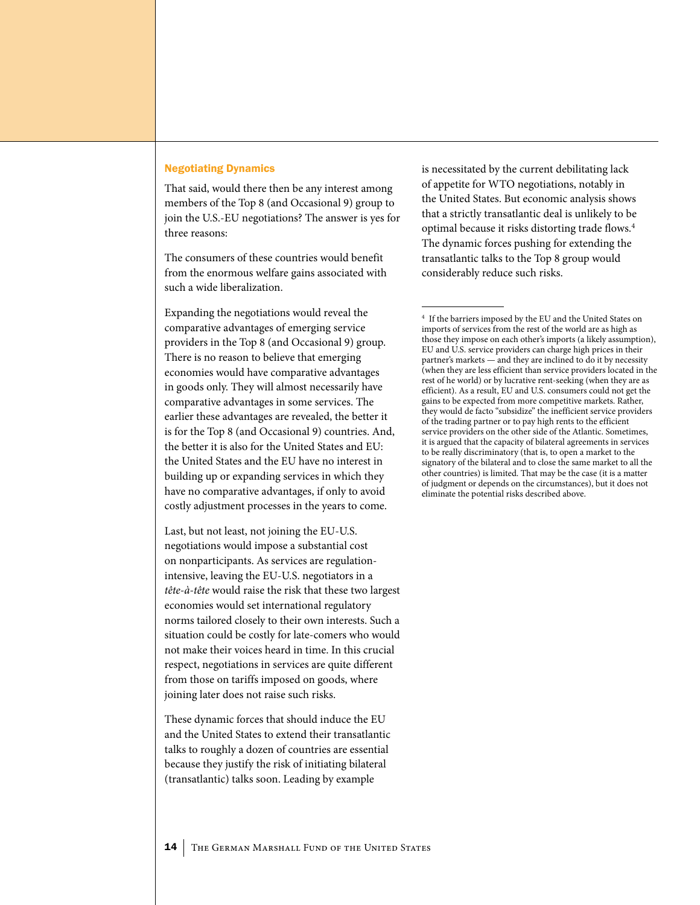### Negotiating Dynamics

That said, would there then be any interest among members of the Top 8 (and Occasional 9) group to join the U.S.-EU negotiations? The answer is yes for three reasons:

The consumers of these countries would benefit from the enormous welfare gains associated with such a wide liberalization.

Expanding the negotiations would reveal the comparative advantages of emerging service providers in the Top 8 (and Occasional 9) group. There is no reason to believe that emerging economies would have comparative advantages in goods only. They will almost necessarily have comparative advantages in some services. The earlier these advantages are revealed, the better it is for the Top 8 (and Occasional 9) countries. And, the better it is also for the United States and EU: the United States and the EU have no interest in building up or expanding services in which they have no comparative advantages, if only to avoid costly adjustment processes in the years to come.

Last, but not least, not joining the EU-U.S. negotiations would impose a substantial cost on nonparticipants. As services are regulation-intensive, leaving the EU-U.S. negotiators in a *tête-à-tête* would raise the risk that these two largest economies would set international regulatory norms tailored closely to their own interests. Such a situation could be costly for late-comers who would not make their voices heard in time. In this crucial respect, negotiations in services are quite different from those on tariffs imposed on goods, where joining later does not raise such risks.

These dynamic forces that should induce the EU and the United States to extend their transatlantic talks to roughly a dozen of countries are essential because they justify the risk of initiating bilateral (transatlantic) talks soon. Leading by example is necessitated by the current debilitating lack of appetite for WTO negotiations, notably in the United States. But economic analysis shows that a strictly transatlantic deal is unlikely to be optimal because it risks distorting trade flows.[4] The dynamic forces pushing for extending the transatlantic talks to the Top 8 group would considerably reduce such risks.

---

[4] If the barriers imposed by the EU and the United States on imports of services from the rest of the world are as high as those they impose on each other's imports (a likely assumption), EU and U.S. service providers can charge high prices in their partner's markets — and they are inclined to do it by necessity (when they are less efficient than service providers located in the rest of he world) or by lucrative rent-seeking (when they are as efficient). As a result, EU and U.S. consumers could not get the gains to be expected from more competitive markets. Rather, they would de facto "subsidize" the inefficient service providers of the trading partner or to pay high rents to the efficient service providers on the other side of the Atlantic. Sometimes, it is argued that the capacity of bilateral agreements in services to be really discriminatory (that is, to open a market to the signatory of the bilateral and to close the same market to all the other countries) is limited. That may be the case (it is a matter of judgment or depends on the circumstances), but it does not eliminate the potential risks described above.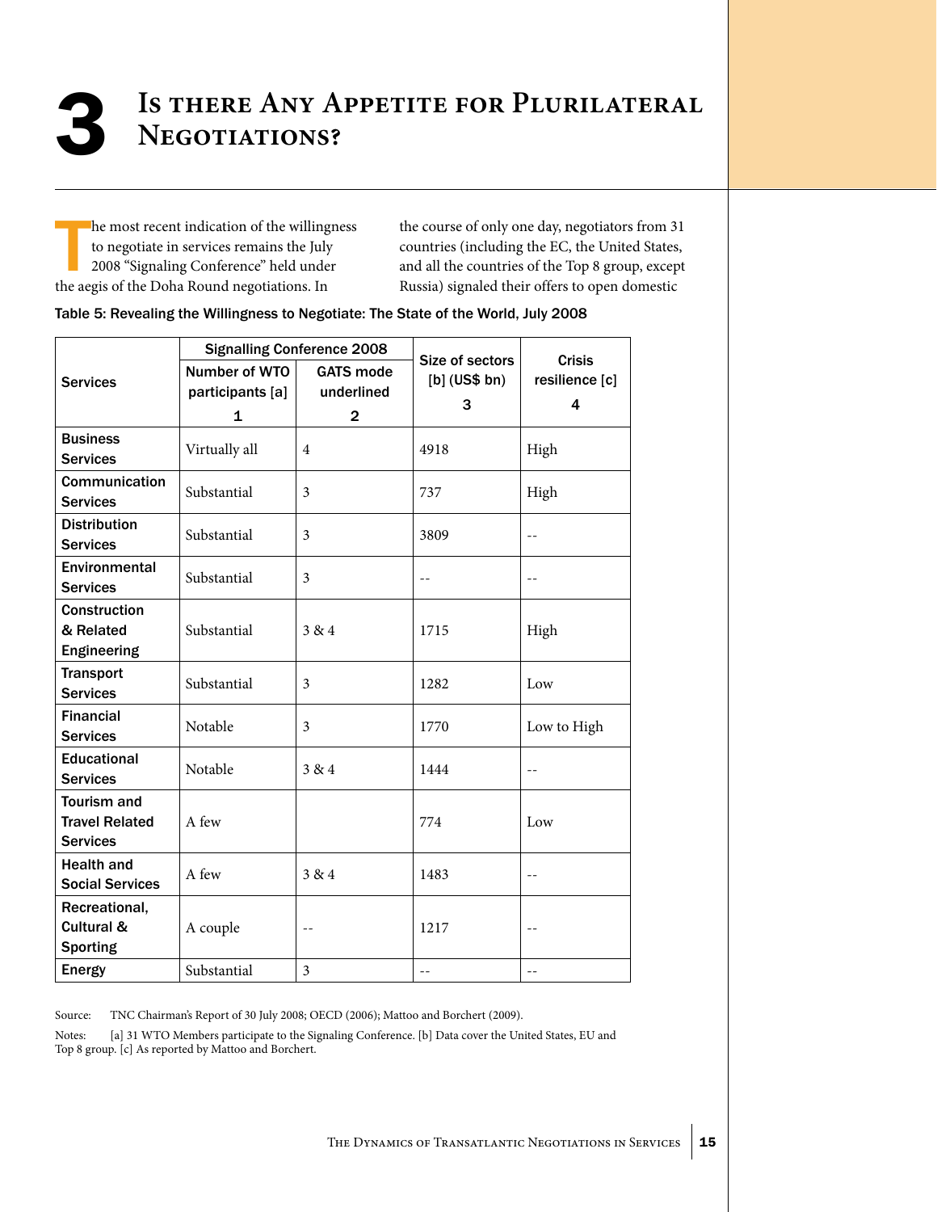# 3 Is there Any Appetite for Plurilateral Negotiations?

The most recent indication of the willingness to negotiate in services remains the July 2008 "Signaling Conference" held under the aegis of the Doha Round negotiations. In the course of only one day, negotiators from 31 countries (including the EC, the United States, and all the countries of the Top 8 group, except Russia) signaled their offers to open domestic

Table 5: Revealing the Willingness to Negotiate: The State of the World, July 2008

| Services | Signalling Conference 2008 | | Size of sectors [b] (US$ bn) | Crisis resilience [c] |
|---|---|---|---|---|
| | Number of WTO participants [a] | GATS mode underlined | | |
| | 1 | 2 | 3 | 4 |
| **Business Services** | Virtually all | 4 | 4918 | High |
| **Communication Services** | Substantial | 3 | 737 | High |
| **Distribution Services** | Substantial | 3 | 3809 | -- |
| **Environmental Services** | Substantial | 3 | -- | -- |
| **Construction & Related Engineering** | Substantial | 3 & 4 | 1715 | High |
| **Transport Services** | Substantial | 3 | 1282 | Low |
| **Financial Services** | Notable | 3 | 1770 | Low to High |
| **Educational Services** | Notable | 3 & 4 | 1444 | -- |
| **Tourism and Travel Related Services** | A few | | 774 | Low |
| **Health and Social Services** | A few | 3 & 4 | 1483 | -- |
| **Recreational, Cultural & Sporting** | A couple | -- | 1217 | -- |
| **Energy** | Substantial | 3 | -- | -- |

Source: TNC Chairman's Report of 30 July 2008; OECD (2006); Mattoo and Borchert (2009).

Notes: [a] 31 WTO Members participate to the Signaling Conference. [b] Data cover the United States, EU and Top 8 group. [c] As reported by Mattoo and Borchert.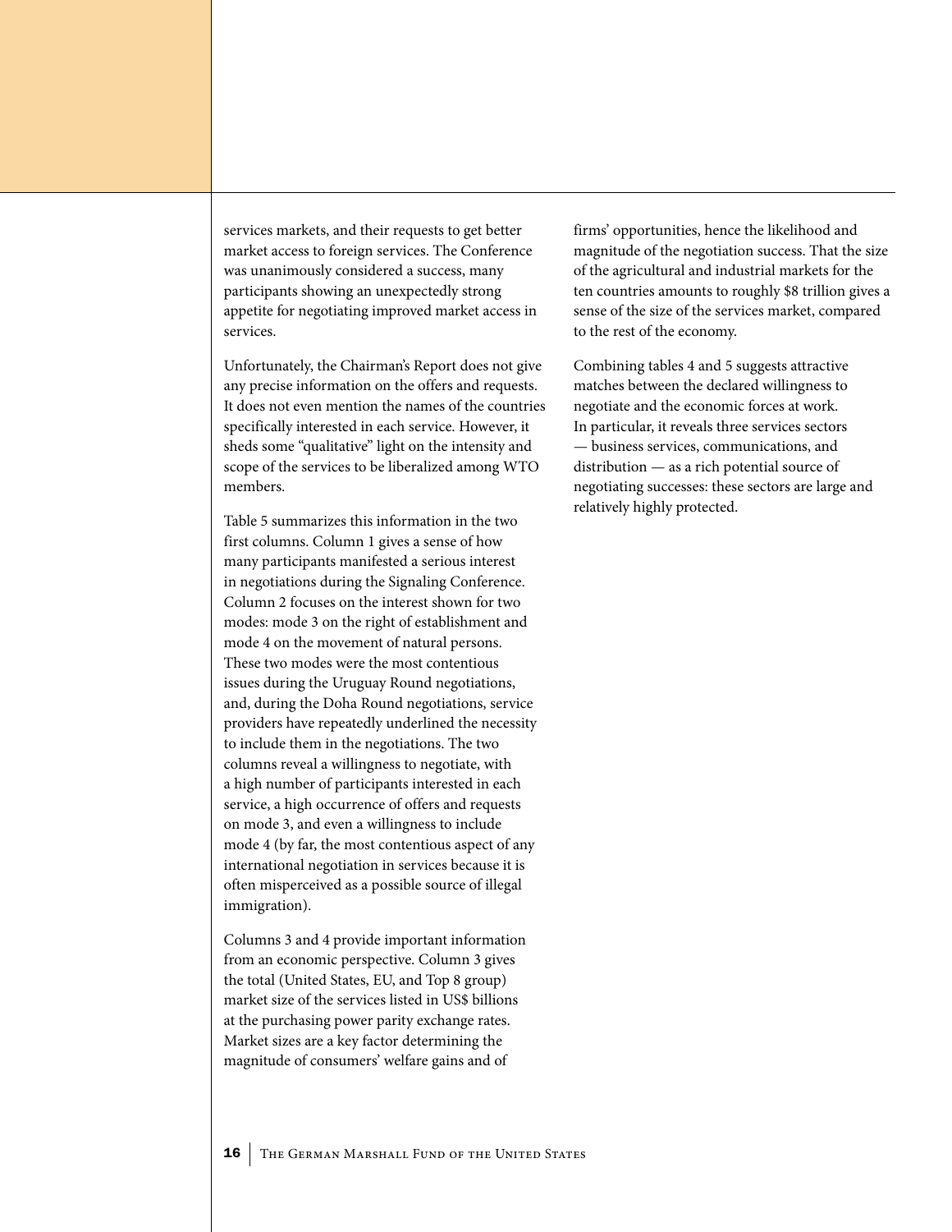services markets, and their requests to get better market access to foreign services. The Conference was unanimously considered a success, many participants showing an unexpectedly strong appetite for negotiating improved market access in services.

Unfortunately, the Chairman's Report does not give any precise information on the offers and requests. It does not even mention the names of the countries specifically interested in each service. However, it sheds some "qualitative" light on the intensity and scope of the services to be liberalized among WTO members.

Table 5 summarizes this information in the two first columns. Column 1 gives a sense of how many participants manifested a serious interest in negotiations during the Signaling Conference. Column 2 focuses on the interest shown for two modes: mode 3 on the right of establishment and mode 4 on the movement of natural persons. These two modes were the most contentious issues during the Uruguay Round negotiations, and, during the Doha Round negotiations, service providers have repeatedly underlined the necessity to include them in the negotiations. The two columns reveal a willingness to negotiate, with a high number of participants interested in each service, a high occurrence of offers and requests on mode 3, and even a willingness to include mode 4 (by far, the most contentious aspect of any international negotiation in services because it is often misperceived as a possible source of illegal immigration).

Columns 3 and 4 provide important information from an economic perspective. Column 3 gives the total (United States, EU, and Top 8 group) market size of the services listed in US$ billions at the purchasing power parity exchange rates. Market sizes are a key factor determining the magnitude of consumers' welfare gains and of firms' opportunities, hence the likelihood and magnitude of the negotiation success. That the size of the agricultural and industrial markets for the ten countries amounts to roughly $8 trillion gives a sense of the size of the services market, compared to the rest of the economy.

Combining tables 4 and 5 suggests attractive matches between the declared willingness to negotiate and the economic forces at work. In particular, it reveals three services sectors — business services, communications, and distribution — as a rich potential source of negotiating successes: these sectors are large and relatively highly protected.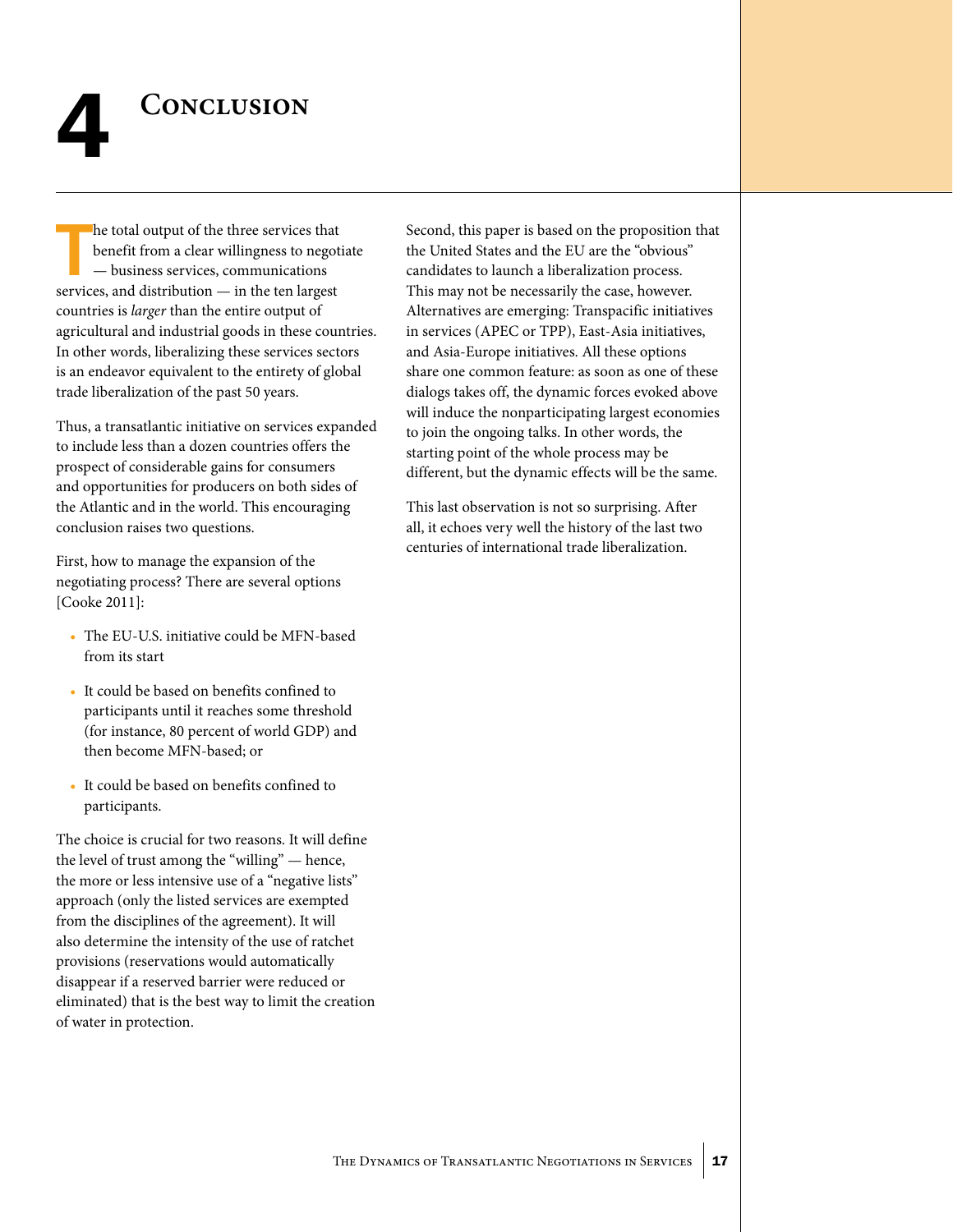# 4 Conclusion

The total output of the three services that benefit from a clear willingness to negotiate — business services, communications services, and distribution — in the ten largest countries is *larger* than the entire output of agricultural and industrial goods in these countries. In other words, liberalizing these services sectors is an endeavor equivalent to the entirety of global trade liberalization of the past 50 years.

Thus, a transatlantic initiative on services expanded to include less than a dozen countries offers the prospect of considerable gains for consumers and opportunities for producers on both sides of the Atlantic and in the world. This encouraging conclusion raises two questions.

First, how to manage the expansion of the negotiating process? There are several options [Cooke 2011]:

- The EU-U.S. initiative could be MFN-based from its start
- It could be based on benefits confined to participants until it reaches some threshold (for instance, 80 percent of world GDP) and then become MFN-based; or
- It could be based on benefits confined to participants.

The choice is crucial for two reasons. It will define the level of trust among the "willing" — hence, the more or less intensive use of a "negative lists" approach (only the listed services are exempted from the disciplines of the agreement). It will also determine the intensity of the use of ratchet provisions (reservations would automatically disappear if a reserved barrier were reduced or eliminated) that is the best way to limit the creation of water in protection.

Second, this paper is based on the proposition that the United States and the EU are the "obvious" candidates to launch a liberalization process. This may not be necessarily the case, however. Alternatives are emerging: Transpacific initiatives in services (APEC or TPP), East-Asia initiatives, and Asia-Europe initiatives. All these options share one common feature: as soon as one of these dialogs takes off, the dynamic forces evoked above will induce the nonparticipating largest economies to join the ongoing talks. In other words, the starting point of the whole process may be different, but the dynamic effects will be the same.

This last observation is not so surprising. After all, it echoes very well the history of the last two centuries of international trade liberalization.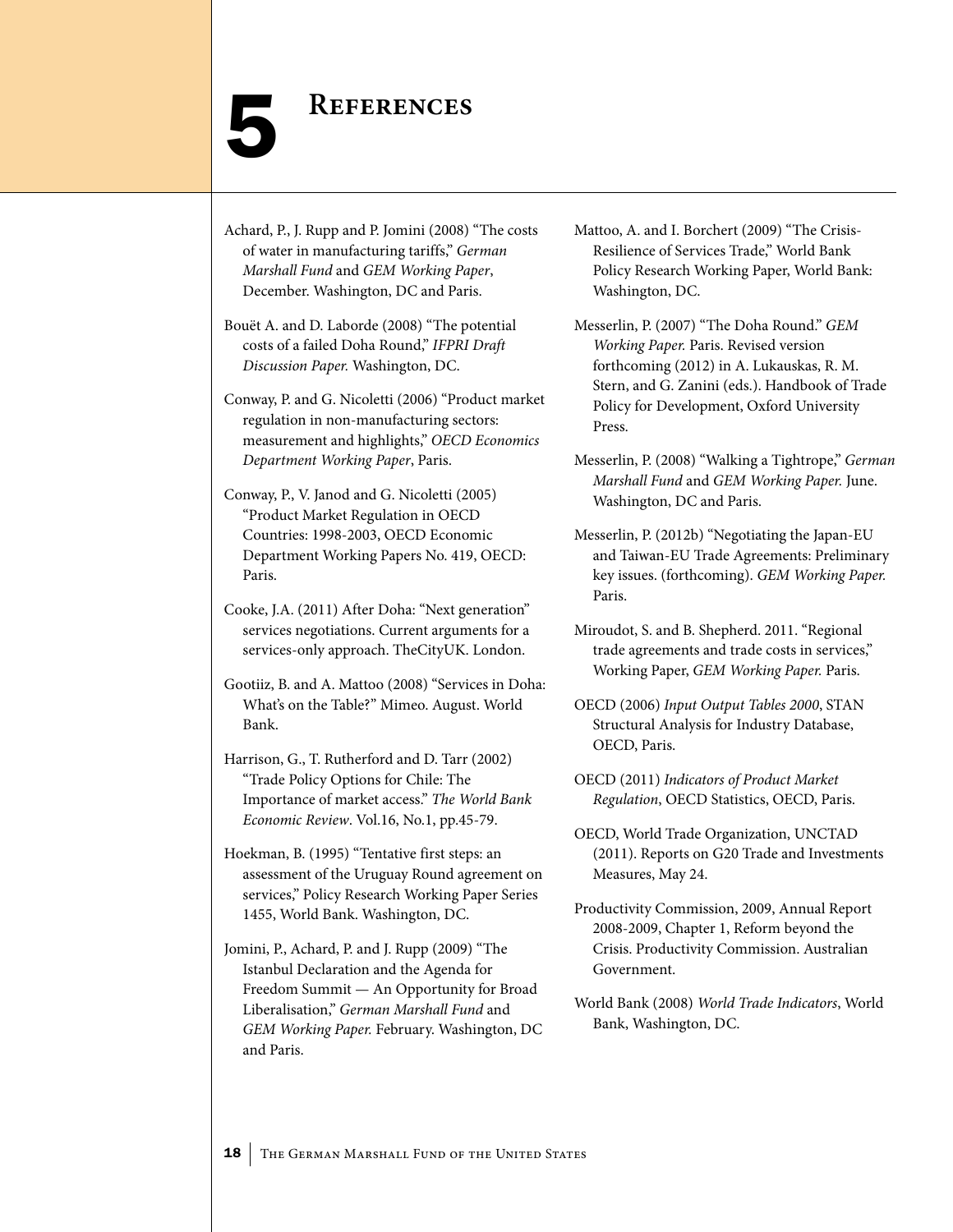# 5 References

Achard, P., J. Rupp and P. Jomini (2008) "The costs of water in manufacturing tariffs," *German Marshall Fund* and *GEM Working Paper*, December. Washington, DC and Paris.

Bouët A. and D. Laborde (2008) "The potential costs of a failed Doha Round," *IFPRI Draft Discussion Paper.* Washington, DC.

Conway, P. and G. Nicoletti (2006) "Product market regulation in non-manufacturing sectors: measurement and highlights," *OECD Economics Department Working Paper*, Paris.

Conway, P., V. Janod and G. Nicoletti (2005) "Product Market Regulation in OECD Countries: 1998-2003, OECD Economic Department Working Papers No. 419, OECD: Paris.

Cooke, J.A. (2011) After Doha: "Next generation" services negotiations. Current arguments for a services-only approach. TheCityUK. London.

Gootiiz, B. and A. Mattoo (2008) "Services in Doha: What's on the Table?" Mimeo. August. World Bank.

Harrison, G., T. Rutherford and D. Tarr (2002) "Trade Policy Options for Chile: The Importance of market access." *The World Bank Economic Review*. Vol.16, No.1, pp.45-79.

Hoekman, B. (1995) "Tentative first steps: an assessment of the Uruguay Round agreement on services," Policy Research Working Paper Series 1455, World Bank. Washington, DC.

Jomini, P., Achard, P. and J. Rupp (2009) "The Istanbul Declaration and the Agenda for Freedom Summit — An Opportunity for Broad Liberalisation," *German Marshall Fund* and *GEM Working Paper.* February. Washington, DC and Paris.

Mattoo, A. and I. Borchert (2009) "The Crisis-Resilience of Services Trade," World Bank Policy Research Working Paper, World Bank: Washington, DC.

Messerlin, P. (2007) "The Doha Round." *GEM Working Paper.* Paris. Revised version forthcoming (2012) in A. Lukauskas, R. M. Stern, and G. Zanini (eds.). Handbook of Trade Policy for Development, Oxford University Press.

Messerlin, P. (2008) "Walking a Tightrope," *German Marshall Fund* and *GEM Working Paper.* June. Washington, DC and Paris.

Messerlin, P. (2012b) "Negotiating the Japan-EU and Taiwan-EU Trade Agreements: Preliminary key issues. (forthcoming). *GEM Working Paper.* Paris.

Miroudot, S. and B. Shepherd. 2011. "Regional trade agreements and trade costs in services," Working Paper, *GEM Working Paper.* Paris.

OECD (2006) *Input Output Tables 2000*, STAN Structural Analysis for Industry Database, OECD, Paris.

OECD (2011) *Indicators of Product Market Regulation*, OECD Statistics, OECD, Paris.

OECD, World Trade Organization, UNCTAD (2011). Reports on G20 Trade and Investments Measures, May 24.

Productivity Commission, 2009, Annual Report 2008-2009, Chapter 1, Reform beyond the Crisis. Productivity Commission. Australian Government.

World Bank (2008) *World Trade Indicators*, World Bank, Washington, DC.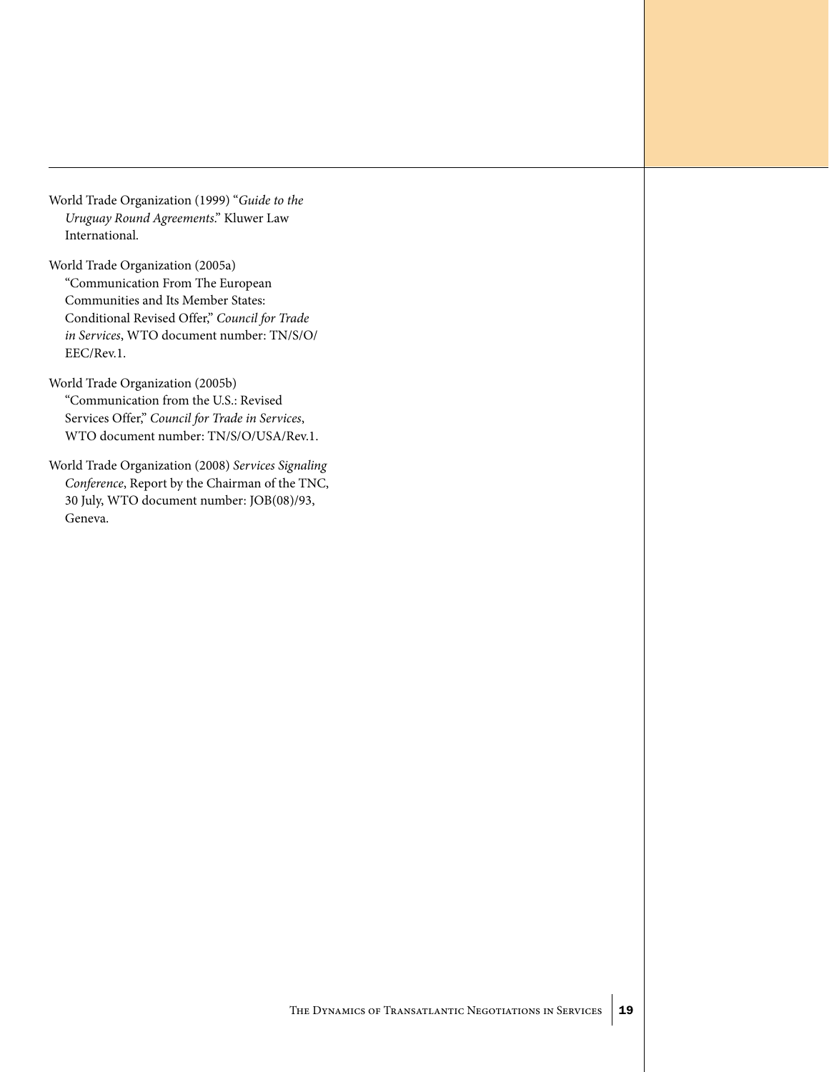World Trade Organization (1999) "*Guide to the Uruguay Round Agreements*." Kluwer Law International.

World Trade Organization (2005a) "Communication From The European Communities and Its Member States: Conditional Revised Offer," *Council for Trade in Services*, WTO document number: TN/S/O/EEC/Rev.1.

World Trade Organization (2005b) "Communication from the U.S.: Revised Services Offer," *Council for Trade in Services*, WTO document number: TN/S/O/USA/Rev.1.

World Trade Organization (2008) *Services Signaling Conference*, Report by the Chairman of the TNC, 30 July, WTO document number: JOB(08)/93, Geneva.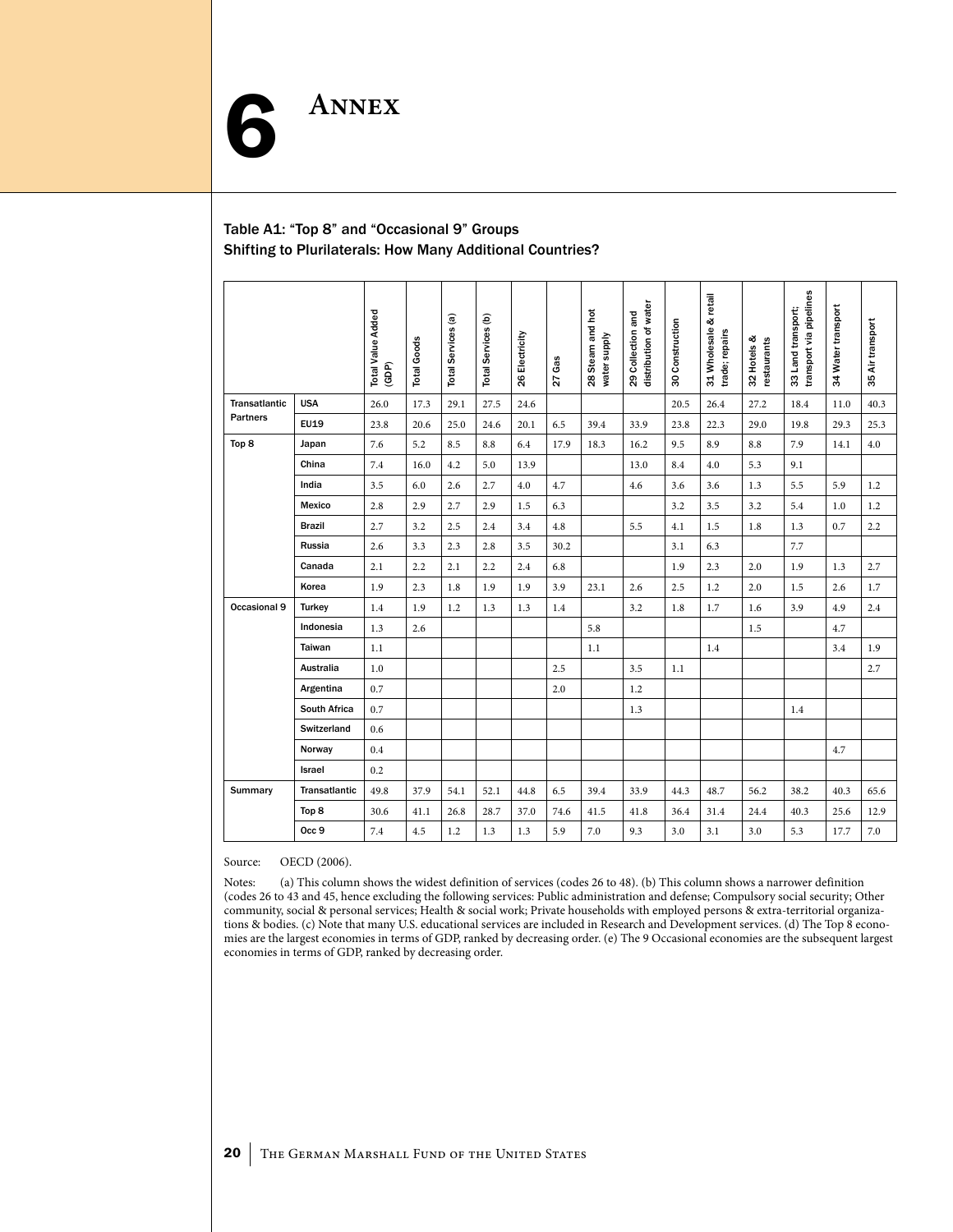# 6 Annex

### Table A1: "Top 8" and "Occasional 9" Groups Shifting to Plurilaterals: How Many Additional Countries?

| | | Total Value Added (GDP) | Total Goods | Total Services (a) | Total Services (b) | 26 Electricity | 27 Gas | 28 Steam and hot water supply | 29 Collection and distribution of water | 30 Construction | 31 Wholesale & retail trade; repairs | 32 Hotels & restaurants | 33 Land transport; transport via pipelines | 34 Water transport | 35 Air transport |
|---|---|---|---|---|---|---|---|---|---|---|---|---|---|---|---|
| Transatlantic Partners | USA | 26.0 | 17.3 | 29.1 | 27.5 | 24.6 | | | | 20.5 | 26.4 | 27.2 | 18.4 | 11.0 | 40.3 |
| | EU19 | 23.8 | 20.6 | 25.0 | 24.6 | 20.1 | 6.5 | 39.4 | 33.9 | 23.8 | 22.3 | 29.0 | 19.8 | 29.3 | 25.3 |
| Top 8 | Japan | 7.6 | 5.2 | 8.5 | 8.8 | 6.4 | 17.9 | 18.3 | 16.2 | 9.5 | 8.9 | 8.8 | 7.9 | 14.1 | 4.0 |
| | China | 7.4 | 16.0 | 4.2 | 5.0 | 13.9 | | | 13.0 | 8.4 | 4.0 | 5.3 | 9.1 | | |
| | India | 3.5 | 6.0 | 2.6 | 2.7 | 4.0 | 4.7 | | 4.6 | 3.6 | 3.6 | 1.3 | 5.5 | 5.9 | 1.2 |
| | Mexico | 2.8 | 2.9 | 2.7 | 2.9 | 1.5 | 6.3 | | | 3.2 | 3.5 | 3.2 | 5.4 | 1.0 | 1.2 |
| | Brazil | 2.7 | 3.2 | 2.5 | 2.4 | 3.4 | 4.8 | | 5.5 | 4.1 | 1.5 | 1.8 | 1.3 | 0.7 | 2.2 |
| | Russia | 2.6 | 3.3 | 2.3 | 2.8 | 3.5 | 30.2 | | | 3.1 | 6.3 | | 7.7 | | |
| | Canada | 2.1 | 2.2 | 2.1 | 2.2 | 2.4 | 6.8 | | | 1.9 | 2.3 | 2.0 | 1.9 | 1.3 | 2.7 |
| | Korea | 1.9 | 2.3 | 1.8 | 1.9 | 1.9 | 3.9 | 23.1 | 2.6 | 2.5 | 1.2 | 2.0 | 1.5 | 2.6 | 1.7 |
| Occasional 9 | Turkey | 1.4 | 1.9 | 1.2 | 1.3 | 1.3 | 1.4 | | 3.2 | 1.8 | 1.7 | 1.6 | 3.9 | 4.9 | 2.4 |
| | Indonesia | 1.3 | 2.6 | | | | | 5.8 | | | | 1.5 | | 4.7 | |
| | Taiwan | 1.1 | | | | | | 1.1 | | | 1.4 | | | 3.4 | 1.9 |
| | Australia | 1.0 | | | | | 2.5 | | 3.5 | 1.1 | | | | | 2.7 |
| | Argentina | 0.7 | | | | | 2.0 | | 1.2 | | | | | | |
| | South Africa | 0.7 | | | | | | | 1.3 | | | | 1.4 | | |
| | Switzerland | 0.6 | | | | | | | | | | | | | |
| | Norway | 0.4 | | | | | | | | | | | | 4.7 | |
| | Israel | 0.2 | | | | | | | | | | | | | |
| Summary | Transatlantic | 49.8 | 37.9 | 54.1 | 52.1 | 44.8 | 6.5 | 39.4 | 33.9 | 44.3 | 48.7 | 56.2 | 38.2 | 40.3 | 65.6 |
| | Top 8 | 30.6 | 41.1 | 26.8 | 28.7 | 37.0 | 74.6 | 41.5 | 41.8 | 36.4 | 31.4 | 24.4 | 40.3 | 25.6 | 12.9 |
| | Occ 9 | 7.4 | 4.5 | 1.2 | 1.3 | 1.3 | 5.9 | 7.0 | 9.3 | 3.0 | 3.1 | 3.0 | 5.3 | 17.7 | 7.0 |

Source: OECD (2006).

Notes: (a) This column shows the widest definition of services (codes 26 to 48). (b) This column shows a narrower definition (codes 26 to 43 and 45, hence excluding the following services: Public administration and defense; Compulsory social security; Other community, social & personal services; Health & social work; Private households with employed persons & extra-territorial organizations & bodies. (c) Note that many U.S. educational services are included in Research and Development services. (d) The Top 8 economies are the largest economies in terms of GDP, ranked by decreasing order. (e) The 9 Occasional economies are the subsequent largest economies in terms of GDP, ranked by decreasing order.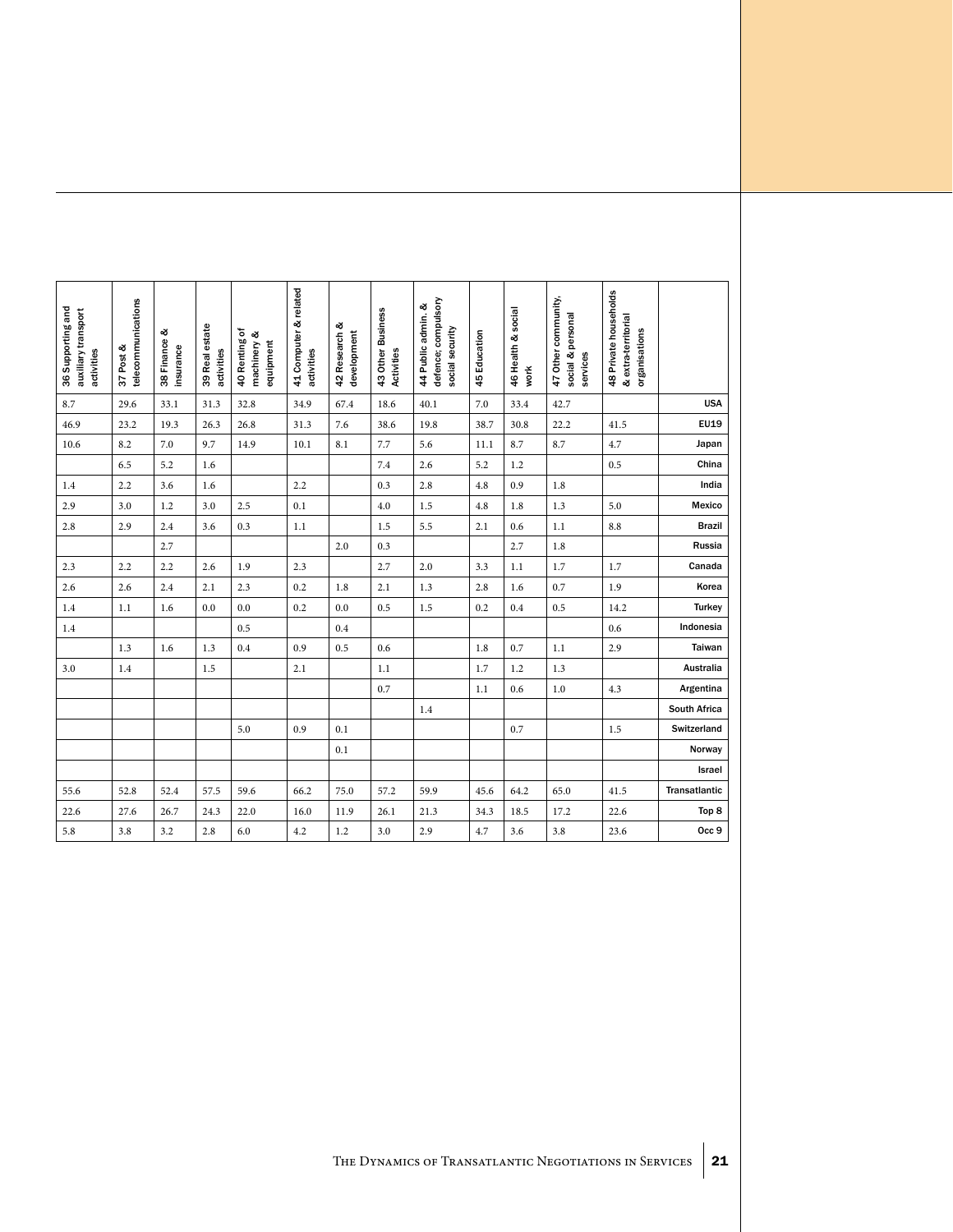| 36 Supporting and auxiliary transport activities | 37 Post & telecommunications | 38 Finance & insurance | 39 Real estate activities | 40 Renting of machinery & equipment | 41 Computer & related activities | 42 Research & development | 43 Other Business Activities | 44 Public admin. & defence; compulsory social security | 45 Education | 46 Health & social work | 47 Other community, social & personal services | 48 Private households & extra-territorial organisations | |
|---|---|---|---|---|---|---|---|---|---|---|---|---|---|
| 8.7 | 29.6 | 33.1 | 31.3 | 32.8 | 34.9 | 67.4 | 18.6 | 40.1 | 7.0 | 33.4 | 42.7 | | USA |
| 46.9 | 23.2 | 19.3 | 26.3 | 26.8 | 31.3 | 7.6 | 38.6 | 19.8 | 38.7 | 30.8 | 22.2 | 41.5 | EU19 |
| 10.6 | 8.2 | 7.0 | 9.7 | 14.9 | 10.1 | 8.1 | 7.7 | 5.6 | 11.1 | 8.7 | 8.7 | 4.7 | Japan |
| | 6.5 | 5.2 | 1.6 | | | | 7.4 | 2.6 | 5.2 | 1.2 | | 0.5 | China |
| 1.4 | 2.2 | 3.6 | 1.6 | | 2.2 | | 0.3 | 2.8 | 4.8 | 0.9 | 1.8 | | India |
| 2.9 | 3.0 | 1.2 | 3.0 | 2.5 | 0.1 | | 4.0 | 1.5 | 4.8 | 1.8 | 1.3 | 5.0 | Mexico |
| 2.8 | 2.9 | 2.4 | 3.6 | 0.3 | 1.1 | | 1.5 | 5.5 | 2.1 | 0.6 | 1.1 | 8.8 | Brazil |
| | | 2.7 | | | | 2.0 | 0.3 | | | 2.7 | 1.8 | | Russia |
| 2.3 | 2.2 | 2.2 | 2.6 | 1.9 | 2.3 | | 2.7 | 2.0 | 3.3 | 1.1 | 1.7 | 1.7 | Canada |
| 2.6 | 2.6 | 2.4 | 2.1 | 2.3 | 0.2 | 1.8 | 2.1 | 1.3 | 2.8 | 1.6 | 0.7 | 1.9 | Korea |
| 1.4 | 1.1 | 1.6 | 0.0 | 0.0 | 0.2 | 0.0 | 0.5 | 1.5 | 0.2 | 0.4 | 0.5 | 14.2 | Turkey |
| 1.4 | | | | 0.5 | | 0.4 | | | | | | 0.6 | Indonesia |
| | 1.3 | 1.6 | 1.3 | 0.4 | 0.9 | 0.5 | 0.6 | | 1.8 | 0.7 | 1.1 | 2.9 | Taiwan |
| 3.0 | 1.4 | | 1.5 | | 2.1 | | 1.1 | | 1.7 | 1.2 | 1.3 | | Australia |
| | | | | | | | 0.7 | | 1.1 | 0.6 | 1.0 | 4.3 | Argentina |
| | | | | | | | | 1.4 | | | | | South Africa |
| | | | | 5.0 | 0.9 | 0.1 | | | | 0.7 | | 1.5 | Switzerland |
| | | | | | | 0.1 | | | | | | | Norway |
| | | | | | | | | | | | | | Israel |
| 55.6 | 52.8 | 52.4 | 57.5 | 59.6 | 66.2 | 75.0 | 57.2 | 59.9 | 45.6 | 64.2 | 65.0 | 41.5 | Transatlantic |
| 22.6 | 27.6 | 26.7 | 24.3 | 22.0 | 16.0 | 11.9 | 26.1 | 21.3 | 34.3 | 18.5 | 17.2 | 22.6 | Top 8 |
| 5.8 | 3.8 | 3.2 | 2.8 | 6.0 | 4.2 | 1.2 | 3.0 | 2.9 | 4.7 | 3.6 | 3.8 | 23.6 | Occ 9 |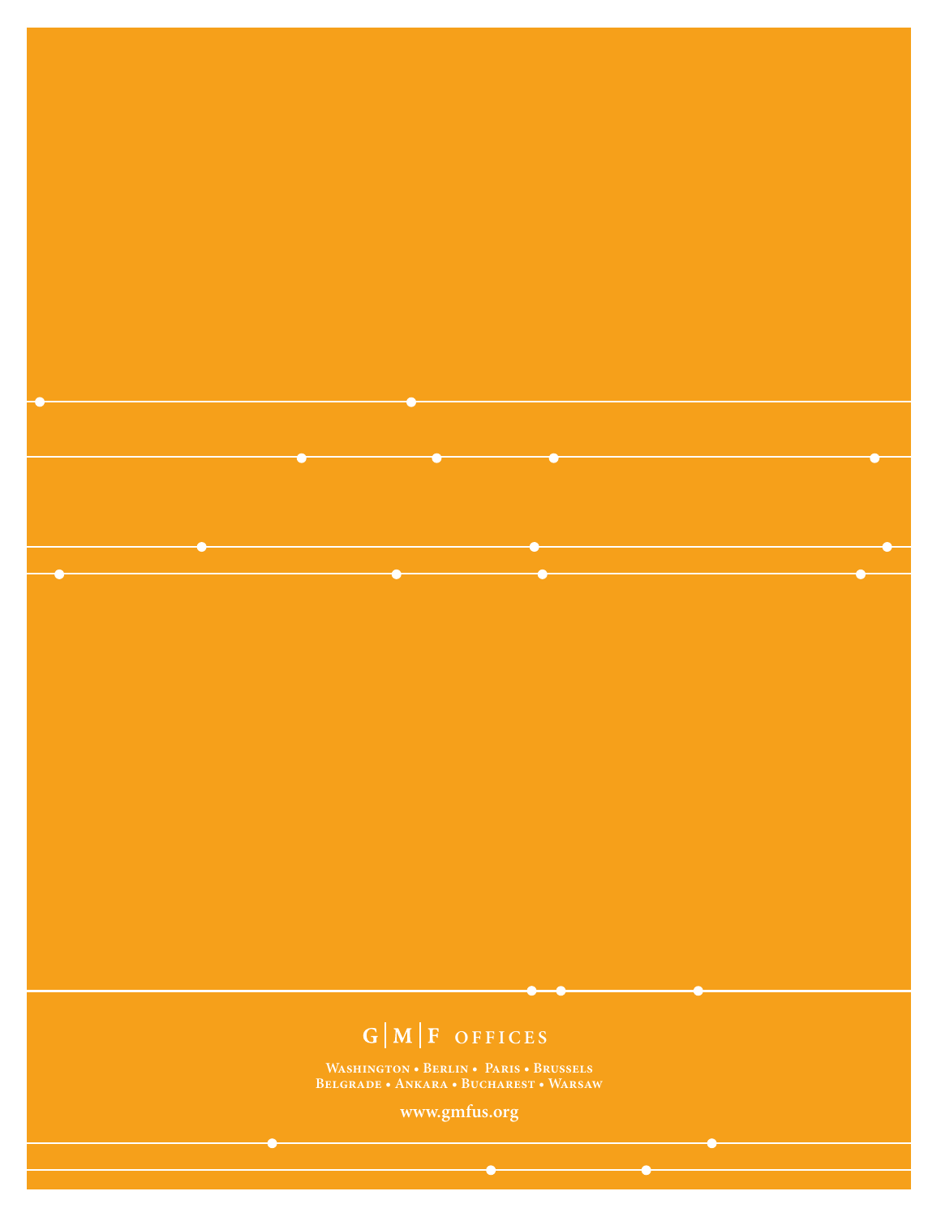**G|M|F OFFICES**

**Washington • Berlin • Paris • Brussels**
**Belgrade • Ankara • Bucharest • Warsaw**

**www.gmfus.org**